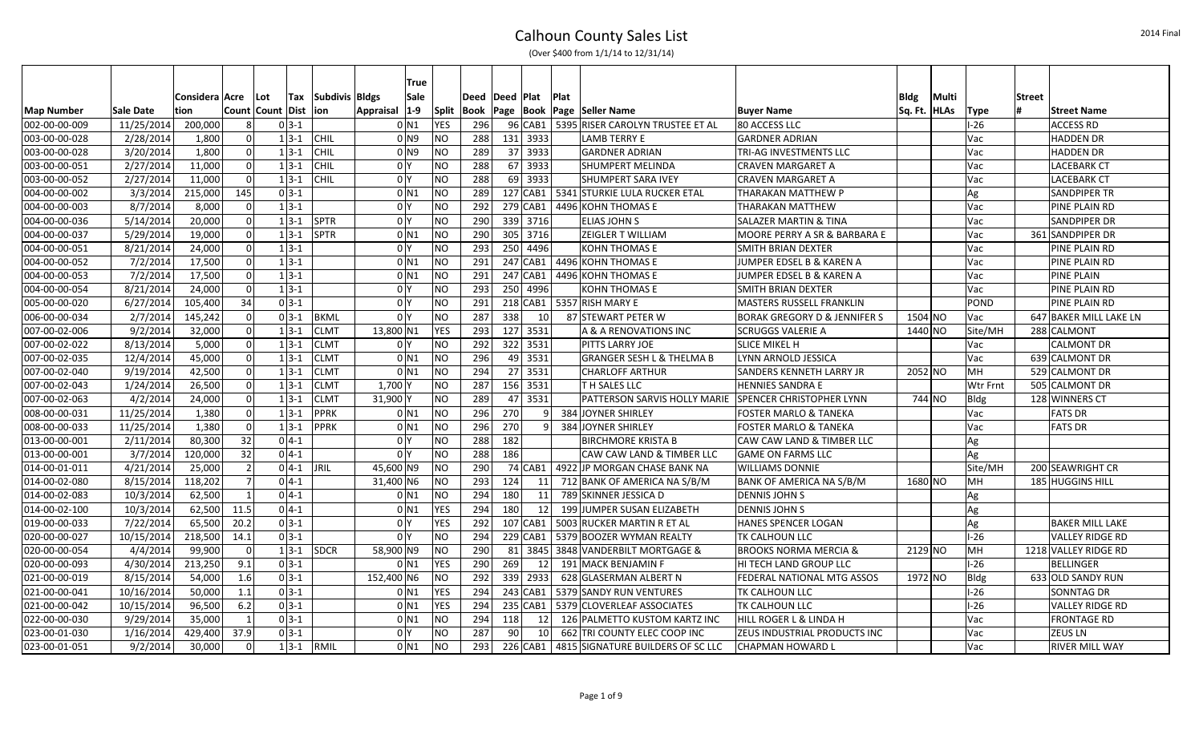# Calhoun County Sales List

(Over $400 from 1/1/14 to 12/31/14)

| Map Number | Sale Date | Consideration | Acre Count | Lot Count | Tax Dist | Subdivision | Bldgs Appraisal | True Sale 1-9 | Split | Deed Book | Deed Page | Plat Book | Plat Page | Seller Name | Buyer Name | Bldg Sq. Ft. | Multi HLAs | Type | Street # | Street Name |
|---|---|---|---|---|---|---|---|---|---|---|---|---|---|---|---|---|---|---|---|---|
| 002-00-00-009 | 11/25/2014 | 200,000 | 8 | 0 | 3-1 | | 0 | N1 | YES | 296 | 96 | CAB1 | 5395 | RISER CAROLYN TRUSTEE ET AL | 80 ACCESS LLC | | | I-26 | | ACCESS RD |
| 003-00-00-028 | 2/28/2014 | 1,800 | 0 | 1 | 3-1 | CHIL | 0 | N9 | NO | 288 | 131 | 3933 | | LAMB TERRY E | GARDNER ADRIAN | | | Vac | | HADDEN DR |
| 003-00-00-028 | 3/20/2014 | 1,800 | 0 | 1 | 3-1 | CHIL | 0 | N9 | NO | 289 | 37 | 3933 | | GARDNER ADRIAN | TRI-AG INVESTMENTS LLC | | | Vac | | HADDEN DR |
| 003-00-00-051 | 2/27/2014 | 11,000 | 0 | 1 | 3-1 | CHIL | 0 | Y | NO | 288 | 67 | 3933 | | SHUMPERT MELINDA | CRAVEN MARGARET A | | | Vac | | LACEBARK CT |
| 003-00-00-052 | 2/27/2014 | 11,000 | 0 | 1 | 3-1 | CHIL | 0 | Y | NO | 288 | 69 | 3933 | | SHUMPERT SARA IVEY | CRAVEN MARGARET A | | | Vac | | LACEBARK CT |
| 004-00-00-002 | 3/3/2014 | 215,000 | 145 | 0 | 3-1 | | 0 | N1 | NO | 289 | 127 | CAB1 | 5341 | STURKIE LULA RUCKER ETAL | THARAKAN MATTHEW P | | | Ag | | SANDPIPER TR |
| 004-00-00-003 | 8/7/2014 | 8,000 | 0 | 1 | 3-1 | | 0 | Y | NO | 292 | 279 | CAB1 | 4496 | KOHN THOMAS E | THARAKAN MATTHEW | | | Vac | | PINE PLAIN RD |
| 004-00-00-036 | 5/14/2014 | 20,000 | 0 | 1 | 3-1 | SPTR | 0 | Y | NO | 290 | 339 | 3716 | | ELIAS JOHN S | SALAZER MARTIN & TINA | | | Vac | | SANDPIPER DR |
| 004-00-00-037 | 5/29/2014 | 19,000 | 0 | 1 | 3-1 | SPTR | 0 | N1 | NO | 290 | 305 | 3716 | | ZEIGLER T WILLIAM | MOORE PERRY A SR & BARBARA E | | | Vac | 361 | SANDPIPER DR |
| 004-00-00-051 | 8/21/2014 | 24,000 | 0 | 1 | 3-1 | | 0 | Y | NO | 293 | 250 | 4496 | | KOHN THOMAS E | SMITH BRIAN DEXTER | | | Vac | | PINE PLAIN RD |
| 004-00-00-052 | 7/2/2014 | 17,500 | 0 | 1 | 3-1 | | 0 | N1 | NO | 291 | 247 | CAB1 | 4496 | KOHN THOMAS E | JUMPER EDSEL B & KAREN A | | | Vac | | PINE PLAIN RD |
| 004-00-00-053 | 7/2/2014 | 17,500 | 0 | 1 | 3-1 | | 0 | N1 | NO | 291 | 247 | CAB1 | 4496 | KOHN THOMAS E | JUMPER EDSEL B & KAREN A | | | Vac | | PINE PLAIN |
| 004-00-00-054 | 8/21/2014 | 24,000 | 0 | 1 | 3-1 | | 0 | Y | NO | 293 | 250 | 4996 | | KOHN THOMAS E | SMITH BRIAN DEXTER | | | Vac | | PINE PLAIN RD |
| 005-00-00-020 | 6/27/2014 | 105,400 | 34 | 0 | 3-1 | | 0 | Y | NO | 291 | 218 | CAB1 | 5357 | RISH MARY E | MASTERS RUSSELL FRANKLIN | | | POND | | PINE PLAIN RD |
| 006-00-00-034 | 2/7/2014 | 145,242 | 0 | 0 | 3-1 | BKML | 0 | Y | NO | 287 | 338 | 10 | 87 | STEWART PETER W | BORAK GREGORY D & JENNIFER S | 1504 | NO | Vac | 647 | BAKER MILL LAKE LN |
| 007-00-02-006 | 9/2/2014 | 32,000 | 0 | 1 | 3-1 | CLMT | 13,800 | N1 | YES | 293 | 127 | 3531 | | A & A RENOVATIONS INC | SCRUGGS VALERIE A | 1440 | NO | Site/MH | 288 | CALMONT |
| 007-00-02-022 | 8/13/2014 | 5,000 | 0 | 1 | 3-1 | CLMT | 0 | Y | NO | 292 | 322 | 3531 | | PITTS LARRY JOE | SLICE MIKEL H | | | Vac | | CALMONT DR |
| 007-00-02-035 | 12/4/2014 | 45,000 | 0 | 1 | 3-1 | CLMT | 0 | N1 | NO | 296 | 49 | 3531 | | GRANGER SESH L & THELMA B | LYNN ARNOLD JESSICA | | | Vac | 639 | CALMONT DR |
| 007-00-02-040 | 9/19/2014 | 42,500 | 0 | 1 | 3-1 | CLMT | 0 | N1 | NO | 294 | 27 | 3531 | | CHARLOFF ARTHUR | SANDERS KENNETH LARRY JR | 2052 | NO | MH | 529 | CALMONT DR |
| 007-00-02-043 | 1/24/2014 | 26,500 | 0 | 1 | 3-1 | CLMT | 1,700 | Y | NO | 287 | 156 | 3531 | | T H SALES LLC | HENNIES SANDRA E | | | Wtr Frnt | 505 | CALMONT DR |
| 007-00-02-063 | 4/2/2014 | 24,000 | 0 | 1 | 3-1 | CLMT | 31,900 | Y | NO | 289 | 47 | 3531 | | PATTERSON SARVIS HOLLY MARIE | SPENCER CHRISTOPHER LYNN | 744 | NO | Bldg | 128 | WINNERS CT |
| 008-00-00-031 | 11/25/2014 | 1,380 | 0 | 1 | 3-1 | PPRK | 0 | N1 | NO | 296 | 270 | 9 | 384 | JOYNER SHIRLEY | FOSTER MARLO & TANEKA | | | Vac | | FATS DR |
| 008-00-00-033 | 11/25/2014 | 1,380 | 0 | 1 | 3-1 | PPRK | 0 | N1 | NO | 296 | 270 | 9 | 384 | JOYNER SHIRLEY | FOSTER MARLO & TANEKA | | | Vac | | FATS DR |
| 013-00-00-001 | 2/11/2014 | 80,300 | 32 | 0 | 4-1 | | 0 | Y | NO | 288 | 182 | | | BIRCHMORE KRISTA B | CAW CAW LAND & TIMBER LLC | | | Ag | | |
| 013-00-00-001 | 3/7/2014 | 120,000 | 32 | 0 | 4-1 | | 0 | Y | NO | 288 | 186 | | | CAW CAW LAND & TIMBER LLC | GAME ON FARMS LLC | | | Ag | | |
| 014-00-01-011 | 4/21/2014 | 25,000 | 2 | 0 | 4-1 | JRIL | 45,600 | N9 | NO | 290 | 74 | CAB1 | 4922 | JP MORGAN CHASE BANK NA | WILLIAMS DONNIE | | | Site/MH | 200 | SEAWRIGHT CR |
| 014-00-02-080 | 8/15/2014 | 118,202 | 7 | 0 | 4-1 | | 31,400 | N6 | NO | 293 | 124 | 11 | 712 | BANK OF AMERICA NA S/B/M | BANK OF AMERICA NA S/B/M | 1680 | NO | MH | 185 | HUGGINS HILL |
| 014-00-02-083 | 10/3/2014 | 62,500 | 1 | 0 | 4-1 | | 0 | N1 | NO | 294 | 180 | 11 | 789 | SKINNER JESSICA D | DENNIS JOHN S | | | Ag | | |
| 014-00-02-100 | 10/3/2014 | 62,500 | 11.5 | 0 | 4-1 | | 0 | N1 | YES | 294 | 180 | 12 | 199 | JUMPER SUSAN ELIZABETH | DENNIS JOHN S | | | Ag | | |
| 019-00-00-033 | 7/22/2014 | 65,500 | 20.2 | 0 | 3-1 | | 0 | Y | YES | 292 | 107 | CAB1 | 5003 | RUCKER MARTIN R ET AL | HANES SPENCER LOGAN | | | Ag | | BAKER MILL LAKE |
| 020-00-00-027 | 10/15/2014 | 218,500 | 14.1 | 0 | 3-1 | | 0 | Y | NO | 294 | 229 | CAB1 | 5379 | BOOZER WYMAN REALTY | TK CALHOUN LLC | | | I-26 | | VALLEY RIDGE RD |
| 020-00-00-054 | 4/4/2014 | 99,900 | 0 | 1 | 3-1 | SDCR | 58,900 | N9 | NO | 290 | 81 | 3845 | 3848 | VANDERBILT MORTGAGE & | BROOKS NORMA MERCIA & | 2129 | NO | MH | 1218 | VALLEY RIDGE RD |
| 020-00-00-093 | 4/30/2014 | 213,250 | 9.1 | 0 | 3-1 | | 0 | N1 | YES | 290 | 269 | 12 | 191 | MACK BENJAMIN F | HI TECH LAND GROUP LLC | | | I-26 | | BELLINGER |
| 021-00-00-019 | 8/15/2014 | 54,000 | 1.6 | 0 | 3-1 | | 152,400 | N6 | NO | 292 | 339 | 2933 | 628 | GLASERMAN ALBERT N | FEDERAL NATIONAL MTG ASSOS | 1972 | NO | Bldg | 633 | OLD SANDY RUN |
| 021-00-00-041 | 10/16/2014 | 50,000 | 1.1 | 0 | 3-1 | | 0 | N1 | YES | 294 | 243 | CAB1 | 5379 | SANDY RUN VENTURES | TK CALHOUN LLC | | | I-26 | | SONNTAG DR |
| 021-00-00-042 | 10/15/2014 | 96,500 | 6.2 | 0 | 3-1 | | 0 | N1 | YES | 294 | 235 | CAB1 | 5379 | CLOVERLEAF ASSOCIATES | TK CALHOUN LLC | | | I-26 | | VALLEY RIDGE RD |
| 022-00-00-030 | 9/29/2014 | 35,000 | 1 | 0 | 3-1 | | 0 | N1 | NO | 294 | 118 | 12 | 126 | PALMETTO KUSTOM KARTZ INC | HILL ROGER L & LINDA H | | | Vac | | FRONTAGE RD |
| 023-00-01-030 | 1/16/2014 | 429,400 | 37.9 | 0 | 3-1 | | 0 | Y | NO | 287 | 90 | 10 | 662 | TRI COUNTY ELEC COOP INC | ZEUS INDUSTRIAL PRODUCTS INC | | | Vac | | ZEUS LN |
| 023-00-01-051 | 9/2/2014 | 30,000 | 0 | 1 | 3-1 | RMIL | 0 | N1 | NO | 293 | 226 | CAB1 | 4815 | SIGNATURE BUILDERS OF SC LLC | CHAPMAN HOWARD L | | | Vac | | RIVER MILL WAY |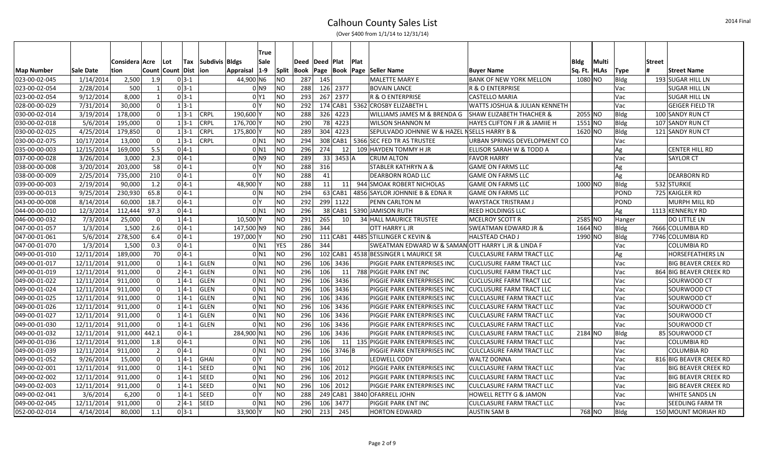# Calhoun County Sales List

(Over $400 from 1/1/14 to 12/31/14)

| Map Number | Sale Date | Consideration | Acre Count | Lot Count | Tax Dist | Subdivision | Bldgs Appraisal | True Sale 1-9 | Split | Deed Book | Deed Page | Plat Book | Plat Page | Seller Name | Buyer Name | Bldg Sq. Ft. | Multi HLAs | Type | Street # | Street Name |
|---|---|---|---|---|---|---|---|---|---|---|---|---|---|---|---|---|---|---|---|---|
| 023-00-02-045 | 1/14/2014 | 2,500 | 1.9 | 0 | 3-1 | | 44,900 | N6 | NO | 287 | 145 | | | MALETTE MARY E | BANK OF NEW YORK MELLON | 1080 | NO | Bldg | 193 | SUGAR HILL LN |
| 023-00-02-054 | 2/28/2014 | 500 | 1 | 0 | 3-1 | | 0 | N9 | NO | 288 | 126 | 2377 | | BOVAIN LANCE | R & O ENTERPRISE | | | Vac | | SUGAR HILL LN |
| 023-00-02-054 | 9/12/2014 | 8,000 | 1 | 0 | 3-1 | | 0 | Y1 | NO | 293 | 267 | 2377 | | R & O ENTERPRISE | CASTELLO MARIA | | | Vac | | SUGAR HILL LN |
| 028-00-00-029 | 7/31/2014 | 30,000 | 0 | 1 | 3-1 | | 0 | Y | NO | 292 | 174 | CAB1 | 5362 | CROSBY ELIZABETH L | WATTS JOSHUA & JULIAN KENNETH | | | Vac | | GEIGER FIELD TR |
| 030-00-02-014 | 3/19/2014 | 178,000 | 0 | 1 | 3-1 | CRPL | 190,600 | Y | NO | 288 | 326 | 4223 | | WILLIAMS JAMES M & BRENDA G | SHAW ELIZABETH THACHER & | 2055 | NO | Bldg | 100 | SANDY RUN CT |
| 030-00-02-018 | 5/6/2014 | 195,000 | 0 | 1 | 3-1 | CRPL | 176,700 | Y | NO | 290 | 78 | 4223 | | WILSON SHANNON M | HAYES CLIFTON F JR & JAMIIE H | 1551 | NO | Bldg | 107 | SANDY RUN CT |
| 030-00-02-025 | 4/25/2014 | 179,850 | 0 | 1 | 3-1 | CRPL | 175,800 | Y | NO | 289 | 304 | 4223 | | SEPULVADO JOHNNIE W & HAZEL N | SELLS HARRY B & | 1620 | NO | Bldg | 121 | SANDY RUN CT |
| 030-00-02-075 | 10/17/2014 | 13,000 | 0 | 1 | 3-1 | CRPL | 0 | N1 | NO | 294 | 308 | CAB1 | 5366 | SEC FED TR AS TRUSTEE | URBAN SPRINGS DEVELOPMENT CO | | | Vac | | |
| 035-00-00-003 | 12/15/2014 | 169,000 | 5.5 | 0 | 4-1 | | 0 | N1 | NO | 296 | 274 | 12 | 109 | HAYDEN TOMMY H JR | ELLISOR SARAH W & TODD A | | | Ag | | CENTER HILL RD |
| 037-00-00-028 | 3/26/2014 | 3,000 | 2.3 | 0 | 4-1 | | 0 | N9 | NO | 289 | 33 | 3453 | A | CRUM ALTON | FAVOR HARRY | | | Vac | | SAYLOR CT |
| 038-00-00-008 | 3/20/2014 | 203,000 | 58 | 0 | 4-1 | | 0 | Y | NO | 288 | 316 | | | STABLER KATHRYN A & | GAME ON FARMS LLC | | | Ag | | |
| 038-00-00-009 | 2/25/2014 | 735,000 | 210 | 0 | 4-1 | | 0 | Y | NO | 288 | 41 | | | DEARBORN ROAD LLC | GAME ON FARMS LLC | | | Ag | | DEARBORN RD |
| 039-00-00-003 | 2/19/2014 | 90,000 | 1.2 | 0 | 4-1 | | 48,900 | Y | NO | 288 | 11 | 11 | 944 | SMOAK ROBERT NICHOLAS | GAME ON FARMS LLC | 1000 | NO | Bldg | 532 | STURKIE |
| 039-00-00-013 | 9/25/2014 | 230,930 | 65.8 | 0 | 4-1 | | 0 | N | NO | 294 | 63 | CAB1 | 4856 | SAYLOR JOHNNIE B & EDNA R | GAME ON FARMS LLC | | | POND | 725 | KAIGLER RD |
| 043-00-00-008 | 8/14/2014 | 60,000 | 18.7 | 0 | 4-1 | | 0 | Y | NO | 292 | 299 | 1122 | | PENN CARLTON M | WAYSTACK TRISTRAM J | | | POND | | MURPH MILL RD |
| 044-00-00-010 | 12/3/2014 | 112,444 | 97.3 | 0 | 4-1 | | 0 | N1 | NO | 296 | 38 | CAB1 | 5390 | JAMISON RUTH | REED HOLDINGS LLC | | | Ag | 1113 | KENNERLY RD |
| 046-00-00-032 | 7/3/2014 | 25,000 | 0 | 1 | 4-1 | | 10,500 | Y | NO | 291 | 265 | 10 | 34 | HALL MAURICE TRUSTEE | MCELROY SCOTT R | 2585 | NO | Hanger | | DO LITTLE LN |
| 047-00-01-057 | 1/3/2014 | 1,500 | 2.6 | 0 | 4-1 | | 147,500 | N9 | NO | 286 | 344 | | | OTT HARRY L JR | SWEATMAN EDWARD JR & | 1664 | NO | Bldg | 7666 | COLUMBIA RD |
| 047-00-01-061 | 5/6/2014 | 278,500 | 6.4 | 0 | 4-1 | | 197,000 | Y | NO | 290 | 111 | CAB1 | 4485 | STILLINGER C KEVIN & | HALSTEAD CHAD J | 1990 | NO | Bldg | 7746 | COLUMBIA RD |
| 047-00-01-070 | 1/3/2014 | 1,500 | 0.3 | 0 | 4-1 | | 0 | N1 | YES | 286 | 344 | | | SWEATMAN EDWARD W & SAMAN | OTT HARRY L JR & LINDA F | | | Vac | | COLUMBIA RD |
| 049-00-01-010 | 12/11/2014 | 189,000 | 70 | 0 | 4-1 | | 0 | N1 | NO | 296 | 102 | CAB1 | 4538 | BESSINGER L MAURICE SR | CULCLASURE FARM TRACT LLC | | | Ag | | HORSEFEATHERS LN |
| 049-00-01-017 | 12/11/2014 | 911,000 | 0 | 1 | 4-1 | GLEN | 0 | N1 | NO | 296 | 106 | 3436 | | PIGGIE PARK ENTERPRISES INC | CUCLUSURE FARM TRACT LLC | | | Vac | | BIG BEAVER CREEK RD |
| 049-00-01-019 | 12/11/2014 | 911,000 | 0 | 2 | 4-1 | GLEN | 0 | N1 | NO | 296 | 106 | 11 | 788 | PIGGIE PARK ENT INC | CUCLUSURE FARM TRACT LLC | | | Vac | 864 | BIG BEAVER CREEK RD |
| 049-00-01-022 | 12/11/2014 | 911,000 | 0 | 1 | 4-1 | GLEN | 0 | N1 | NO | 296 | 106 | 3436 | | PIGGIE PARK ENTERPRISES INC | CUCLUSURE FARM TRACT LLC | | | Vac | | SOURWOOD CT |
| 049-00-01-024 | 12/11/2014 | 911,000 | 0 | 1 | 4-1 | GLEN | 0 | N1 | NO | 296 | 106 | 3436 | | PIGGIE PARK ENTERPRISES INC | CUCLUSURE FARM TRACT LLC | | | Vac | | SOURWOOD CT |
| 049-00-01-025 | 12/11/2014 | 911,000 | 0 | 1 | 4-1 | GLEN | 0 | N1 | NO | 296 | 106 | 3436 | | PIGGIE PARK ENTERPRISES INC | CULCLASURE FARM TRACT LLC | | | Vac | | SOURWOOD CT |
| 049-00-01-026 | 12/11/2014 | 911,000 | 0 | 1 | 4-1 | GLEN | 0 | N1 | NO | 296 | 106 | 3436 | | PIGGIE PARK ENTERPRISES INC | CULCLASURE FARM TRACT LLC | | | Vac | | SOURWOOD CT |
| 049-00-01-027 | 12/11/2014 | 911,000 | 0 | 1 | 4-1 | GLEN | 0 | N1 | NO | 296 | 106 | 3436 | | PIGGIE PARK ENTERPRISES INC | CULCLASURE FARM TRACT LLC | | | Vac | | SOURWOOD CT |
| 049-00-01-030 | 12/11/2014 | 911,000 | 0 | 1 | 4-1 | GLEN | 0 | N1 | NO | 296 | 106 | 3436 | | PIGGIE PARK ENTERPRISES INC | CULCLASURE FARM TRACT LLC | | | Vac | | SOURWOOD CT |
| 049-00-01-032 | 12/11/2014 | 911,000 | 442.1 | 0 | 4-1 | | 284,900 | N1 | NO | 296 | 106 | 3436 | | PIGGIE PARK ENTERPRISES INC | CULCLASURE FARM TRACT LLC | 2184 | NO | Bldg | 85 | SOURWOOD CT |
| 049-00-01-036 | 12/11/2014 | 911,000 | 1.8 | 0 | 4-1 | | 0 | N1 | NO | 296 | 106 | 11 | 135 | PIGGIE PARK ENTERPRISES INC | CULCLASURE FARM TRACT LLC | | | Vac | | COLUMBIA RD |
| 049-00-01-039 | 12/11/2014 | 911,000 | 2 | 0 | 4-1 | | 0 | N1 | NO | 296 | 106 | 3746 | B | PIGGIE PARK ENTERPRISES INC | CULCLASURE FARM TRACT LLC | | | Vac | | COLUMBIA RD |
| 049-00-01-052 | 9/26/2014 | 15,000 | 0 | 1 | 4-1 | GHAI | 0 | Y | NO | 294 | 160 | | | LEDWELL CODY | WALTZ DONNA | | | Vac | 816 | BIG BEAVER CREEK RD |
| 049-00-02-001 | 12/11/2014 | 911,000 | 0 | 1 | 4-1 | SEED | 0 | N1 | NO | 296 | 106 | 2012 | | PIGGIE PARK ENTERPRISES INC | CULCLASURE FARM TRACT LLC | | | Vac | | BIG BEAVER CREEK RD |
| 049-00-02-002 | 12/11/2014 | 911,000 | 0 | 1 | 4-1 | SEED | 0 | N1 | NO | 296 | 106 | 2012 | | PIGGIE PARK ENTERPRISES INC | CULCLASURE FARM TRACT LLC | | | Vac | | BIG BEAVER CREEK RD |
| 049-00-02-003 | 12/11/2014 | 911,000 | 0 | 1 | 4-1 | SEED | 0 | N1 | NO | 296 | 106 | 2012 | | PIGGIE PARK ENTERPRISES INC | CULCLASURE FARM TRACT LLC | | | Vac | | BIG BEAVER CREEK RD |
| 049-00-02-041 | 3/6/2014 | 6,200 | 0 | 1 | 4-1 | SEED | 0 | Y | NO | 288 | 249 | CAB1 | 3840 | OFARRELL JOHN | HOWELL RETTY G & JAMON | | | Vac | | WHITE SANDS LN |
| 049-00-02-045 | 12/11/2014 | 911,000 | 0 | 2 | 4-1 | SEED | 0 | N1 | NO | 296 | 106 | 3477 | | PIGGIE PARK ENT INC | CULCLASURE FARM TRACT LLC | | | Vac | | SEEDLING FARM TR |
| 052-00-02-014 | 4/14/2014 | 80,000 | 1.1 | 0 | 3-1 | | 33,900 | Y | NO | 290 | 213 | 245 | | HORTON EDWARD | AUSTIN SAM B | 768 | NO | Bldg | 150 | MOUNT MORIAH RD |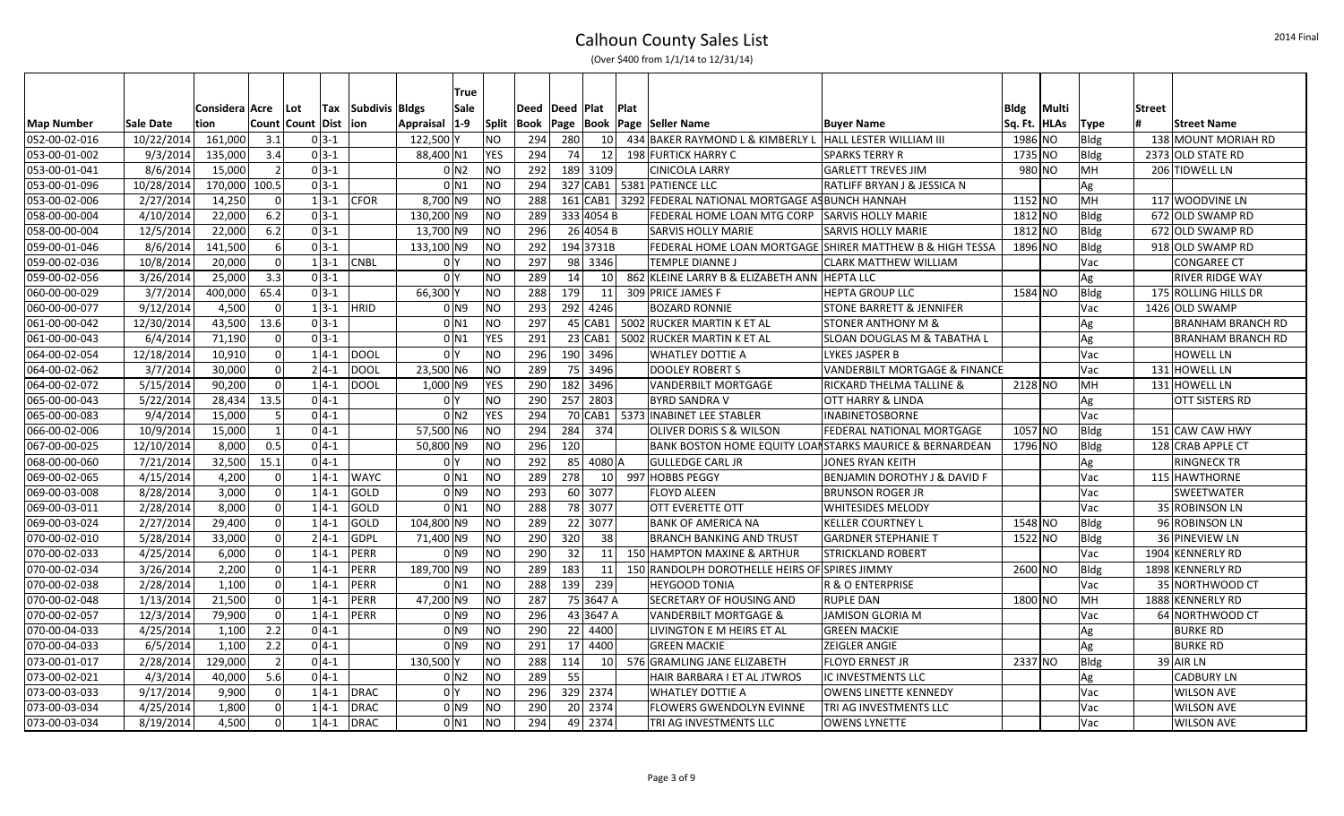# Calhoun County Sales List

(Over $400 from 1/1/14 to 12/31/14)

| Map Number | Sale Date | Consideration | Acre Count | Lot Count | Tax Dist | Subdivision | Bldgs Appraisal | True Sale 1-9 | Split | Deed Book | Deed Page | Plat Book | Plat Page | Seller Name | Buyer Name | Bldg Sq. Ft. | Multi HLAs | Type | Street # | Street Name |
|---|---|---|---|---|---|---|---|---|---|---|---|---|---|---|---|---|---|---|---|---|
| 052-00-02-016 | 10/22/2014 | 161,000 | 3.1 | 0 | 3-1 | | 122,500 | Y | NO | 294 | 280 | 10 | 434 | BAKER RAYMOND L & KIMBERLY L | HALL LESTER WILLIAM III | 1986 | NO | Bldg | 138 | MOUNT MORIAH RD |
| 053-00-01-002 | 9/3/2014 | 135,000 | 3.4 | 0 | 3-1 | | 88,400 | N1 | YES | 294 | 74 | 12 | 198 | FURTICK KARY C | SPARKS TERRY R | 1735 | NO | Bldg | 2373 | OLD STATE RD |
| 053-00-01-041 | 8/6/2014 | 15,000 | 2 | 0 | 3-1 | | 0 | N2 | NO | 292 | 189 | 3109 | | CINICOLA LARRY | GARLETT TREVES JIM | 980 | NO | MH | 206 | TIDWELL LN |
| 053-00-01-096 | 10/28/2014 | 170,000 | 100.5 | 0 | 3-1 | | 0 | N1 | NO | 294 | 327 | CAB1 | 5381 | PATIENCE LLC | RATLIFF BRYAN J & JESSICA N | | | Ag | | |
| 053-00-02-006 | 2/27/2014 | 14,250 | 0 | 1 | 3-1 | CFOR | 8,700 | N9 | NO | 288 | 161 | CAB1 | 3292 | FEDERAL NATIONAL MORTGAGE AS | BUNCH HANNAH | 1152 | NO | MH | 117 | WOODVINE LN |
| 058-00-00-004 | 4/10/2014 | 22,000 | 6.2 | 0 | 3-1 | | 130,200 | N9 | NO | 289 | 333 | 4054 B | | FEDERAL HOME LOAN MTG CORP | SARVIS HOLLY MARIE | 1812 | NO | Bldg | 672 | OLD SWAMP RD |
| 058-00-00-004 | 12/5/2014 | 22,000 | 6.2 | 0 | 3-1 | | 13,700 | N9 | NO | 296 | 26 | 4054 B | | SARVIS HOLLY MARIE | SARVIS HOLLY MARIE | 1812 | NO | Bldg | 672 | OLD SWAMP RD |
| 059-00-01-046 | 8/6/2014 | 141,500 | 6 | 0 | 3-1 | | 133,100 | N9 | NO | 292 | 194 | 3731B | | FEDERAL HOME LOAN MORTGAGE | SHIRER MATTHEW B & HIGH TESSA | 1896 | NO | Bldg | 918 | OLD SWAMP RD |
| 059-00-02-036 | 10/8/2014 | 20,000 | 0 | 1 | 3-1 | CNBL | 0 | Y | NO | 297 | 98 | 3346 | | TEMPLE DIANNE J | CLARK MATTHEW WILLIAM | | | Vac | | CONGAREE CT |
| 059-00-02-056 | 3/26/2014 | 25,000 | 3.3 | 0 | 3-1 | | 0 | Y | NO | 289 | 14 | 10 | 862 | KLEINE LARRY B & ELIZABETH ANN | HEPTA LLC | | | Ag | | RIVER RIDGE WAY |
| 060-00-00-029 | 3/7/2014 | 400,000 | 65.4 | 0 | 3-1 | | 66,300 | Y | NO | 288 | 179 | 11 | 309 | PRICE JAMES F | HEPTA GROUP LLC | 1584 | NO | Bldg | 175 | ROLLING HILLS DR |
| 060-00-00-077 | 9/12/2014 | 4,500 | 0 | 1 | 3-1 | HRID | 0 | N9 | NO | 293 | 292 | 4246 | | BOZARD RONNIE | STONE BARRETT & JENNIFER | | | Vac | 1426 | OLD SWAMP |
| 061-00-00-042 | 12/30/2014 | 43,500 | 13.6 | 0 | 3-1 | | 0 | N1 | NO | 297 | 45 | CAB1 | 5002 | RUCKER MARTIN K ET AL | STONER ANTHONY M & | | | Ag | | BRANHAM BRANCH RD |
| 061-00-00-043 | 6/4/2014 | 71,190 | 0 | 0 | 3-1 | | 0 | N1 | YES | 291 | 23 | CAB1 | 5002 | RUCKER MARTIN K ET AL | SLOAN DOUGLAS M & TABATHA L | | | Ag | | BRANHAM BRANCH RD |
| 064-00-02-054 | 12/18/2014 | 10,910 | 0 | 1 | 4-1 | DOOL | 0 | Y | NO | 296 | 190 | 3496 | | WHATLEY DOTTIE A | LYKES JASPER B | | | Vac | | HOWELL LN |
| 064-00-02-062 | 3/7/2014 | 30,000 | 0 | 2 | 4-1 | DOOL | 23,500 | N6 | NO | 289 | 75 | 3496 | | DOOLEY ROBERT S | VANDERBILT MORTGAGE & FINANCE | | | Vac | 131 | HOWELL LN |
| 064-00-02-072 | 5/15/2014 | 90,200 | 0 | 1 | 4-1 | DOOL | 1,000 | N9 | YES | 290 | 182 | 3496 | | VANDERBILT MORTGAGE | RICKARD THELMA TALLINE & | 2128 | NO | MH | 131 | HOWELL LN |
| 065-00-00-043 | 5/22/2014 | 28,434 | 13.5 | 0 | 4-1 | | 0 | Y | NO | 290 | 257 | 2803 | | BYRD SANDRA V | OTT HARRY & LINDA | | | Ag | | OTT SISTERS RD |
| 065-00-00-083 | 9/4/2014 | 15,000 | 5 | 0 | 4-1 | | 0 | N2 | YES | 294 | 70 | CAB1 | 5373 | INABINET LEE STABLER | INABINETOSBORNE | | | Vac | | |
| 066-00-02-006 | 10/9/2014 | 15,000 | 1 | 0 | 4-1 | | 57,500 | N6 | NO | 294 | 284 | 374 | | OLIVER DORIS S & WILSON | FEDERAL NATIONAL MORTGAGE | 1057 | NO | Bldg | 151 | CAW CAW HWY |
| 067-00-00-025 | 12/10/2014 | 8,000 | 0.5 | 0 | 4-1 | | 50,800 | N9 | NO | 296 | 120 | | | BANK BOSTON HOME EQUITY LOAN | STARKS MAURICE & BERNARDEAN | 1796 | NO | Bldg | 128 | CRAB APPLE CT |
| 068-00-00-060 | 7/21/2014 | 32,500 | 15.1 | 0 | 4-1 | | 0 | Y | NO | 292 | 85 | 4080 | A | GULLEDGE CARL JR | JONES RYAN KEITH | | | Ag | | RINGNECK TR |
| 069-00-02-065 | 4/15/2014 | 4,200 | 0 | 1 | 4-1 | WAYC | 0 | N1 | NO | 289 | 278 | 10 | 997 | HOBBS PEGGY | BENJAMIN DOROTHY J & DAVID F | | | Vac | 115 | HAWTHORNE |
| 069-00-03-008 | 8/28/2014 | 3,000 | 0 | 1 | 4-1 | GOLD | 0 | N9 | NO | 293 | 60 | 3077 | | FLOYD ALEEN | BRUNSON ROGER JR | | | Vac | | SWEETWATER |
| 069-00-03-011 | 2/28/2014 | 8,000 | 0 | 1 | 4-1 | GOLD | 0 | N1 | NO | 288 | 78 | 3077 | | OTT EVERETTE OTT | WHITESIDES MELODY | | | Vac | 35 | ROBINSON LN |
| 069-00-03-024 | 2/27/2014 | 29,400 | 0 | 1 | 4-1 | GOLD | 104,800 | N9 | NO | 289 | 22 | 3077 | | BANK OF AMERICA NA | KELLER COURTNEY L | 1548 | NO | Bldg | 96 | ROBINSON LN |
| 070-00-02-010 | 5/28/2014 | 33,000 | 0 | 2 | 4-1 | GDPL | 71,400 | N9 | NO | 290 | 320 | 38 | | BRANCH BANKING AND TRUST | GARDNER STEPHANIE T | 1522 | NO | Bldg | 36 | PINEVIEW LN |
| 070-00-02-033 | 4/25/2014 | 6,000 | 0 | 1 | 4-1 | PERR | 0 | N9 | NO | 290 | 32 | 11 | 150 | HAMPTON MAXINE & ARTHUR | STRICKLAND ROBERT | | | Vac | 1904 | KENNERLY RD |
| 070-00-02-034 | 3/26/2014 | 2,200 | 0 | 1 | 4-1 | PERR | 189,700 | N9 | NO | 289 | 183 | 11 | 150 | RANDOLPH DOROTHELLE HEIRS OF | SPIRES JIMMY | 2600 | NO | Bldg | 1898 | KENNERLY RD |
| 070-00-02-038 | 2/28/2014 | 1,100 | 0 | 1 | 4-1 | PERR | 0 | N1 | NO | 288 | 139 | 239 | | HEYGOOD TONIA | R & O ENTERPRISE | | | Vac | 35 | NORTHWOOD CT |
| 070-00-02-048 | 1/13/2014 | 21,500 | 0 | 1 | 4-1 | PERR | 47,200 | N9 | NO | 287 | 75 | 3647 A | | SECRETARY OF HOUSING AND | RUPLE DAN | 1800 | NO | MH | 1888 | KENNERLY RD |
| 070-00-02-057 | 12/3/2014 | 79,900 | 0 | 1 | 4-1 | PERR | 0 | N9 | NO | 296 | 43 | 3647 A | | VANDERBILT MORTGAGE & | JAMISON GLORIA M | | | Vac | 64 | NORTHWOOD CT |
| 070-00-04-033 | 4/25/2014 | 1,100 | 2.2 | 0 | 4-1 | | 0 | N9 | NO | 290 | 22 | 4400 | | LIVINGTON E M HEIRS ET AL | GREEN MACKIE | | | Ag | | BURKE RD |
| 070-00-04-033 | 6/5/2014 | 1,100 | 2.2 | 0 | 4-1 | | 0 | N9 | NO | 291 | 17 | 4400 | | GREEN MACKIE | ZEIGLER ANGIE | | | Ag | | BURKE RD |
| 073-00-01-017 | 2/28/2014 | 129,000 | 2 | 0 | 4-1 | | 130,500 | Y | NO | 288 | 114 | 10 | 576 | GRAMLING JANE ELIZABETH | FLOYD ERNEST JR | 2337 | NO | Bldg | 39 | AIR LN |
| 073-00-02-021 | 4/3/2014 | 40,000 | 5.6 | 0 | 4-1 | | 0 | N2 | NO | 289 | 55 | | | HAIR BARBARA I ET AL JTWROS | IC INVESTMENTS LLC | | | Ag | | CADBURY LN |
| 073-00-03-033 | 9/17/2014 | 9,900 | 0 | 1 | 4-1 | DRAC | 0 | Y | NO | 296 | 329 | 2374 | | WHATLEY DOTTIE A | OWENS LINETTE KENNEDY | | | Vac | | WILSON AVE |
| 073-00-03-034 | 4/25/2014 | 1,800 | 0 | 1 | 4-1 | DRAC | 0 | N9 | NO | 290 | 20 | 2374 | | FLOWERS GWENDOLYN EVINNE | TRI AG INVESTMENTS LLC | | | Vac | | WILSON AVE |
| 073-00-03-034 | 8/19/2014 | 4,500 | 0 | 1 | 4-1 | DRAC | 0 | N1 | NO | 294 | 49 | 2374 | | TRI AG INVESTMENTS LLC | OWENS LYNETTE | | | Vac | | WILSON AVE |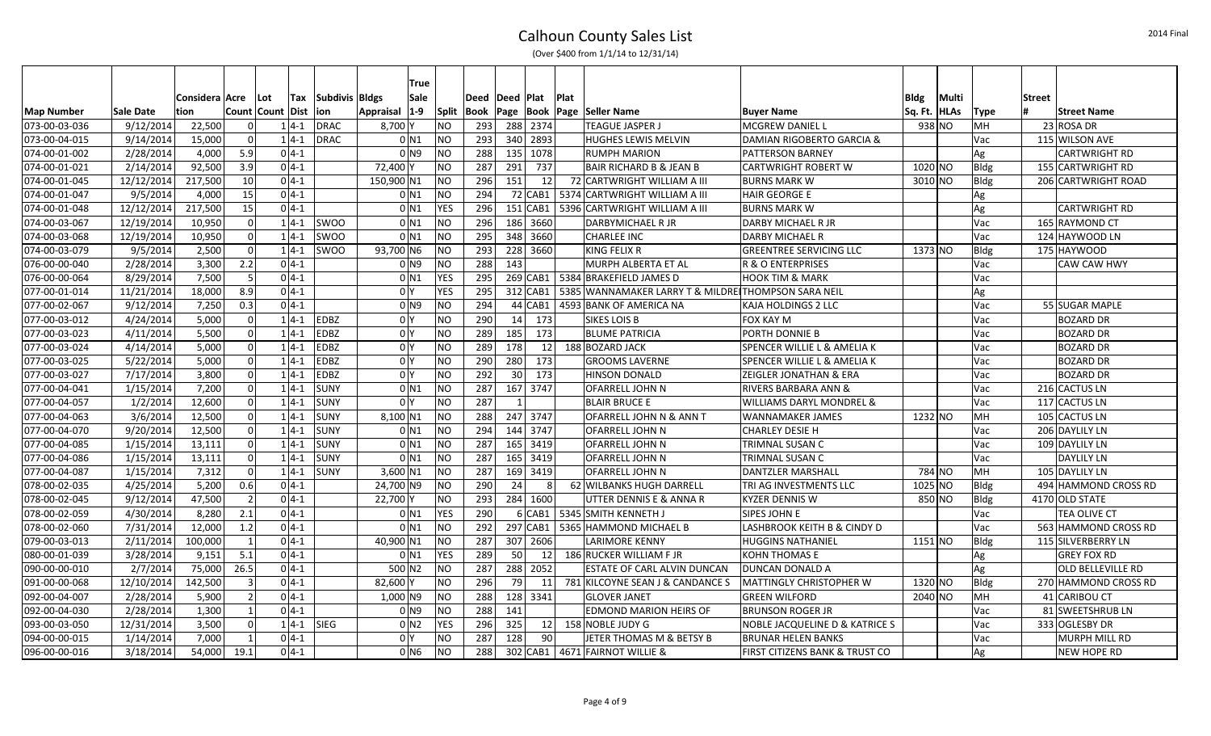# Calhoun County Sales List

(Over $400 from 1/1/14 to 12/31/14)

2014 Final

| Map Number | Sale Date | Consideration | Acre Count | Lot Count | Tax Dist | Subdivision | Bldgs Appraisal | True Sale 1-9 | Split | Deed Book | Deed Page | Plat Book | Plat Page | Seller Name | Buyer Name | Bldg Sq. Ft. | Multi HLAs | Type | Street # | Street Name |
|---|---|---|---|---|---|---|---|---|---|---|---|---|---|---|---|---|---|---|---|---|
| 073-00-03-036 | 9/12/2014 | 22,500 | 0 | 1 | 4-1 | DRAC | 8,700 | Y | NO | 293 | 288 | 2374 | | TEAGUE JASPER J | MCGREW DANIEL L | 938 | NO | MH | 23 | ROSA DR |
| 073-00-04-015 | 9/14/2014 | 15,000 | 0 | 1 | 4-1 | DRAC | 0 | N1 | NO | 293 | 340 | 2893 | | HUGHES LEWIS MELVIN | DAMIAN RIGOBERTO GARCIA & | | | Vac | 115 | WILSON AVE |
| 074-00-01-002 | 2/28/2014 | 4,000 | 5.9 | 0 | 4-1 | | 0 | N9 | NO | 288 | 135 | 1078 | | RUMPH MARION | PATTERSON BARNEY | | | Ag | | CARTWRIGHT RD |
| 074-00-01-021 | 2/14/2014 | 92,500 | 3.9 | 0 | 4-1 | | 72,400 | Y | NO | 287 | 291 | 737 | | BAIR RICHARD B & JEAN B | CARTWRIGHT ROBERT W | 1020 | NO | Bldg | 155 | CARTWRIGHT RD |
| 074-00-01-045 | 12/12/2014 | 217,500 | 10 | 0 | 4-1 | | 150,900 | N1 | NO | 296 | 151 | 12 | 72 | CARTWRIGHT WILLIAM A III | BURNS MARK W | 3010 | NO | Bldg | 206 | CARTWRIGHT ROAD |
| 074-00-01-047 | 9/5/2014 | 4,000 | 15 | 0 | 4-1 | | 0 | N1 | NO | 294 | 72 | CAB1 | 5374 | CARTWRIGHT WILLIAM A III | HAIR GEORGE E | | | Ag | | |
| 074-00-01-048 | 12/12/2014 | 217,500 | 15 | 0 | 4-1 | | 0 | N1 | YES | 296 | 151 | CAB1 | 5396 | CARTWRIGHT WILLIAM A III | BURNS MARK W | | | Ag | | CARTWRIGHT RD |
| 074-00-03-067 | 12/19/2014 | 10,950 | 0 | 1 | 4-1 | SWOO | 0 | N1 | NO | 296 | 186 | 3660 | | DARBYMICHAEL R JR | DARBY MICHAEL R JR | | | Vac | 165 | RAYMOND CT |
| 074-00-03-068 | 12/19/2014 | 10,950 | 0 | 1 | 4-1 | SWOO | 0 | N1 | NO | 295 | 348 | 3660 | | CHARLEE INC | DARBY MICHAEL R | | | Vac | 124 | HAYWOOD LN |
| 074-00-03-079 | 9/5/2014 | 2,500 | 0 | 1 | 4-1 | SWOO | 93,700 | N6 | NO | 293 | 228 | 3660 | | KING FELIX R | GREENTREE SERVICING LLC | 1373 | NO | Bldg | 175 | HAYWOOD |
| 076-00-00-040 | 2/28/2014 | 3,300 | 2.2 | 0 | 4-1 | | 0 | N9 | NO | 288 | 143 | | | MURPH ALBERTA ET AL | R & O ENTERPRISES | | | Vac | | CAW CAW HWY |
| 076-00-00-064 | 8/29/2014 | 7,500 | 5 | 0 | 4-1 | | 0 | N1 | YES | 295 | 269 | CAB1 | 5384 | BRAKEFIELD JAMES D | HOOK TIM & MARK | | | Vac | | |
| 077-00-01-014 | 11/21/2014 | 18,000 | 8.9 | 0 | 4-1 | | 0 | Y | YES | 295 | 312 | CAB1 | 5385 | WANNAMAKER LARRY T & MILDRE | THOMPSON SARA NEIL | | | Ag | | |
| 077-00-02-067 | 9/12/2014 | 7,250 | 0.3 | 0 | 4-1 | | 0 | N9 | NO | 294 | 44 | CAB1 | 4593 | BANK OF AMERICA NA | KAJA HOLDINGS 2 LLC | | | Vac | 55 | SUGAR MAPLE |
| 077-00-03-012 | 4/24/2014 | 5,000 | 0 | 1 | 4-1 | EDBZ | 0 | Y | NO | 290 | 14 | 173 | | SIKES LOIS B | FOX KAY M | | | Vac | | BOZARD DR |
| 077-00-03-023 | 4/11/2014 | 5,500 | 0 | 1 | 4-1 | EDBZ | 0 | Y | NO | 289 | 185 | 173 | | BLUME PATRICIA | PORTH DONNIE B | | | Vac | | BOZARD DR |
| 077-00-03-024 | 4/14/2014 | 5,000 | 0 | 1 | 4-1 | EDBZ | 0 | Y | NO | 289 | 178 | 12 | 188 | BOZARD JACK | SPENCER WILLIE L & AMELIA K | | | Vac | | BOZARD DR |
| 077-00-03-025 | 5/22/2014 | 5,000 | 0 | 1 | 4-1 | EDBZ | 0 | Y | NO | 290 | 280 | 173 | | GROOMS LAVERNE | SPENCER WILLIE L & AMELIA K | | | Vac | | BOZARD DR |
| 077-00-03-027 | 7/17/2014 | 3,800 | 0 | 1 | 4-1 | EDBZ | 0 | Y | NO | 292 | 30 | 173 | | HINSON DONALD | ZEIGLER JONATHAN & ERA | | | Vac | | BOZARD DR |
| 077-00-04-041 | 1/15/2014 | 7,200 | 0 | 1 | 4-1 | SUNY | 0 | N1 | NO | 287 | 167 | 3747 | | OFARRELL JOHN N | RIVERS BARBARA ANN & | | | Vac | 216 | CACTUS LN |
| 077-00-04-057 | 1/2/2014 | 12,600 | 0 | 1 | 4-1 | SUNY | 0 | Y | NO | 287 | 1 | | | BLAIR BRUCE E | WILLIAMS DARYL MONDREL & | | | Vac | 117 | CACTUS LN |
| 077-00-04-063 | 3/6/2014 | 12,500 | 0 | 1 | 4-1 | SUNY | 8,100 | N1 | NO | 288 | 247 | 3747 | | OFARRELL JOHN N & ANN T | WANNAMAKER JAMES | 1232 | NO | MH | 105 | CACTUS LN |
| 077-00-04-070 | 9/20/2014 | 12,500 | 0 | 1 | 4-1 | SUNY | 0 | N1 | NO | 294 | 144 | 3747 | | OFARRELL JOHN N | CHARLEY DESIE H | | | Vac | 206 | DAYLILY LN |
| 077-00-04-085 | 1/15/2014 | 13,111 | 0 | 1 | 4-1 | SUNY | 0 | N1 | NO | 287 | 165 | 3419 | | OFARRELL JOHN N | TRIMNAL SUSAN C | | | Vac | 109 | DAYLILY LN |
| 077-00-04-086 | 1/15/2014 | 13,111 | 0 | 1 | 4-1 | SUNY | 0 | N1 | NO | 287 | 165 | 3419 | | OFARRELL JOHN N | TRIMNAL SUSAN C | | | Vac | | DAYLILY LN |
| 077-00-04-087 | 1/15/2014 | 7,312 | 0 | 1 | 4-1 | SUNY | 3,600 | N1 | NO | 287 | 169 | 3419 | | OFARRELL JOHN N | DANTZLER MARSHALL | 784 | NO | MH | 105 | DAYLILY LN |
| 078-00-02-035 | 4/25/2014 | 5,200 | 0.6 | 0 | 4-1 | | 24,700 | N9 | NO | 290 | 24 | 8 | 62 | WILBANKS HUGH DARRELL | TRI AG INVESTMENTS LLC | 1025 | NO | Bldg | 494 | HAMMOND CROSS RD |
| 078-00-02-045 | 9/12/2014 | 47,500 | 2 | 0 | 4-1 | | 22,700 | Y | NO | 293 | 284 | 1600 | | UTTER DENNIS E & ANNA R | KYZER DENNIS W | 850 | NO | Bldg | 4170 | OLD STATE |
| 078-00-02-059 | 4/30/2014 | 8,280 | 2.1 | 0 | 4-1 | | 0 | N1 | YES | 290 | 6 | CAB1 | 5345 | SMITH KENNETH J | SIPES JOHN E | | | Vac | | TEA OLIVE CT |
| 078-00-02-060 | 7/31/2014 | 12,000 | 1.2 | 0 | 4-1 | | 0 | N1 | NO | 292 | 297 | CAB1 | 5365 | HAMMOND MICHAEL B | LASHBROOK KEITH B & CINDY D | | | Vac | 563 | HAMMOND CROSS RD |
| 079-00-03-013 | 2/11/2014 | 100,000 | 1 | 0 | 4-1 | | 40,900 | N1 | NO | 287 | 307 | 2606 | | LARIMORE KENNY | HUGGINS NATHANIEL | 1151 | NO | Bldg | 115 | SILVERBERRY LN |
| 080-00-01-039 | 3/28/2014 | 9,151 | 5.1 | 0 | 4-1 | | 0 | N1 | YES | 289 | 50 | 12 | 186 | RUCKER WILLIAM F JR | KOHN THOMAS E | | | Ag | | GREY FOX RD |
| 090-00-00-010 | 2/7/2014 | 75,000 | 26.5 | 0 | 4-1 | | 500 | N2 | NO | 287 | 288 | 2052 | | ESTATE OF CARL ALVIN DUNCAN | DUNCAN DONALD A | | | Ag | | OLD BELLEVILLE RD |
| 091-00-00-068 | 12/10/2014 | 142,500 | 3 | 0 | 4-1 | | 82,600 | Y | NO | 296 | 79 | 11 | 781 | KILCOYNE SEAN J & CANDANCE S | MATTINGLY CHRISTOPHER W | 1320 | NO | Bldg | 270 | HAMMOND CROSS RD |
| 092-00-04-007 | 2/28/2014 | 5,900 | 2 | 0 | 4-1 | | 1,000 | N9 | NO | 288 | 128 | 3341 | | GLOVER JANET | GREEN WILFORD | 2040 | NO | MH | 41 | CARIBOU CT |
| 092-00-04-030 | 2/28/2014 | 1,300 | 1 | 0 | 4-1 | | 0 | N9 | NO | 288 | 141 | | | EDMOND MARION HEIRS OF | BRUNSON ROGER JR | | | Vac | 81 | SWEETSHRUB LN |
| 093-00-03-050 | 12/31/2014 | 3,500 | 0 | 1 | 4-1 | SIEG | 0 | N2 | YES | 296 | 325 | 12 | 158 | NOBLE JUDY G | NOBLE JACQUELINE D & KATRICE S | | | Vac | 333 | OGLESBY DR |
| 094-00-00-015 | 1/14/2014 | 7,000 | 1 | 0 | 4-1 | | 0 | Y | NO | 287 | 128 | 90 | | JETER THOMAS M & BETSY B | BRUNAR HELEN BANKS | | | Vac | | MURPH MILL RD |
| 096-00-00-016 | 3/18/2014 | 54,000 | 19.1 | 0 | 4-1 | | 0 | N6 | NO | 288 | 302 | CAB1 | 4671 | FAIRNOT WILLIE & | FIRST CITIZENS BANK & TRUST CO | | | Ag | | NEW HOPE RD |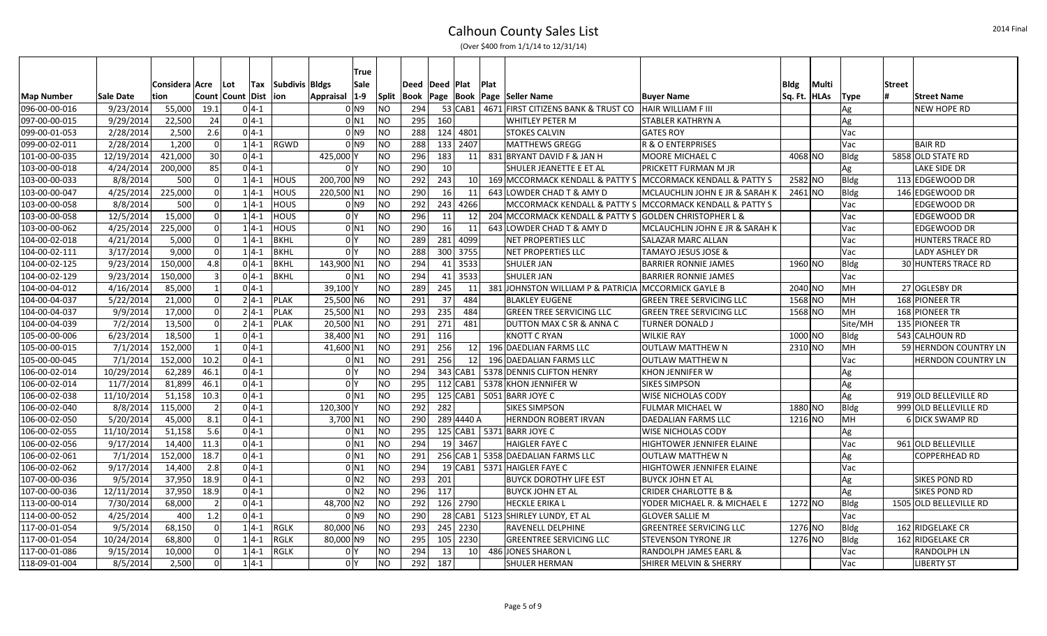# Calhoun County Sales List

(Over $400 from 1/1/14 to 12/31/14)

| Map Number | Sale Date | Consideration | Acre Count | Lot Count | Tax Dist | Subdivision | Bldgs Appraisal | True Sale 1-9 | Split | Deed Book | Deed Page | Plat Book | Plat Page | Seller Name | Buyer Name | Bldg Sq. Ft. | Multi HLAs | Type | Street # | Street Name |
|---|---|---|---|---|---|---|---|---|---|---|---|---|---|---|---|---|---|---|---|---|
| 096-00-00-016 | 9/23/2014 | 55,000 | 19.1 | 0 | 4-1 | | 0 | N9 | NO | 294 | 53 | CAB1 | 4671 | FIRST CITIZENS BANK & TRUST CO | HAIR WILLIAM F III | | | Ag | | NEW HOPE RD |
| 097-00-00-015 | 9/29/2014 | 22,500 | 24 | 0 | 4-1 | | 0 | N1 | NO | 295 | 160 | | | WHITLEY PETER M | STABLER KATHRYN A | | | Ag | | |
| 099-00-01-053 | 2/28/2014 | 2,500 | 2.6 | 0 | 4-1 | | 0 | N9 | NO | 288 | 124 | 4801 | | STOKES CALVIN | GATES ROY | | | Vac | | |
| 099-00-02-011 | 2/28/2014 | 1,200 | 0 | 1 | 4-1 | RGWD | 0 | N9 | NO | 288 | 133 | 2407 | | MATTHEWS GREGG | R & O ENTERPRISES | | | Vac | | BAIR RD |
| 101-00-00-035 | 12/19/2014 | 421,000 | 30 | 0 | 4-1 | | 425,000 | Y | NO | 296 | 183 | 11 | 831 | BRYANT DAVID F & JAN H | MOORE MICHAEL C | 4068 | NO | Bldg | 5858 | OLD STATE RD |
| 103-00-00-018 | 4/24/2014 | 200,000 | 85 | 0 | 4-1 | | 0 | Y | NO | 290 | 10 | | | SHULER JEANETTE E ET AL | PRICKETT FURMAN M JR | | | Ag | | LAKE SIDE DR |
| 103-00-00-033 | 8/8/2014 | 500 | 0 | 1 | 4-1 | HOUS | 200,700 | N9 | NO | 292 | 243 | 10 | 169 | MCCORMACK KENDALL & PATTY S | MCCORMACK KENDALL & PATTY S | 2582 | NO | Bldg | 113 | EDGEWOOD DR |
| 103-00-00-047 | 4/25/2014 | 225,000 | 0 | 1 | 4-1 | HOUS | 220,500 | N1 | NO | 290 | 16 | 11 | 643 | LOWDER CHAD T & AMY D | MCLAUCHLIN JOHN E JR & SARAH K | 2461 | NO | Bldg | 146 | EDGEWOOD DR |
| 103-00-00-058 | 8/8/2014 | 500 | 0 | 1 | 4-1 | HOUS | 0 | N9 | NO | 292 | 243 | 4266 | | MCCORMACK KENDALL & PATTY S | MCCORMACK KENDALL & PATTY S | | | Vac | | EDGEWOOD DR |
| 103-00-00-058 | 12/5/2014 | 15,000 | 0 | 1 | 4-1 | HOUS | 0 | Y | NO | 296 | 11 | 12 | 204 | MCCORMACK KENDALL & PATTY S | GOLDEN CHRISTOPHER L & | | | Vac | | EDGEWOOD DR |
| 103-00-00-062 | 4/25/2014 | 225,000 | 0 | 1 | 4-1 | HOUS | 0 | N1 | NO | 290 | 16 | 11 | 643 | LOWDER CHAD T & AMY D | MCLAUCHLIN JOHN E JR & SARAH K | | | Vac | | EDGEWOOD DR |
| 104-00-02-018 | 4/21/2014 | 5,000 | 0 | 1 | 4-1 | BKHL | 0 | Y | NO | 289 | 281 | 4099 | | NET PROPERTIES LLC | SALAZAR MARC ALLAN | | | Vac | | HUNTERS TRACE RD |
| 104-00-02-111 | 3/17/2014 | 9,000 | 0 | 1 | 4-1 | BKHL | 0 | Y | NO | 288 | 300 | 3755 | | NET PROPERTIES LLC | TAMAYO JESUS JOSE & | | | Vac | | LADY ASHLEY DR |
| 104-00-02-125 | 9/23/2014 | 150,000 | 4.8 | 0 | 4-1 | BKHL | 143,900 | N1 | NO | 294 | 41 | 3533 | | SHULER JAN | BARRIER RONNIE JAMES | 1960 | NO | Bldg | 30 | HUNTERS TRACE RD |
| 104-00-02-129 | 9/23/2014 | 150,000 | 3 | 0 | 4-1 | BKHL | 0 | N1 | NO | 294 | 41 | 3533 | | SHULER JAN | BARRIER RONNIE JAMES | | | Vac | | |
| 104-00-04-012 | 4/16/2014 | 85,000 | 1 | 0 | 4-1 | | 39,100 | Y | NO | 289 | 245 | 11 | 381 | JOHNSTON WILLIAM P & PATRICIA | MCCORMICK GAYLE B | 2040 | NO | MH | 27 | OGLESBY DR |
| 104-00-04-037 | 5/22/2014 | 21,000 | 0 | 2 | 4-1 | PLAK | 25,500 | N6 | NO | 291 | 37 | 484 | | BLAKLEY EUGENE | GREEN TREE SERVICING LLC | 1568 | NO | MH | 168 | PIONEER TR |
| 104-00-04-037 | 9/9/2014 | 17,000 | 0 | 2 | 4-1 | PLAK | 25,500 | N1 | NO | 293 | 235 | 484 | | GREEN TREE SERVICING LLC | GREEN TREE SERVICING LLC | 1568 | NO | MH | 168 | PIONEER TR |
| 104-00-04-039 | 7/2/2014 | 13,500 | 0 | 2 | 4-1 | PLAK | 20,500 | N1 | NO | 291 | 271 | 481 | | DUTTON MAX C SR & ANNA C | TURNER DONALD J | | | Site/MH | 135 | PIONEER TR |
| 105-00-00-006 | 6/23/2014 | 18,500 | 1 | 0 | 4-1 | | 38,400 | N1 | NO | 291 | 116 | | | KNOTT C RYAN | WILKIE RAY | 1000 | NO | Bldg | 543 | CALHOUN RD |
| 105-00-00-015 | 7/1/2014 | 152,000 | 1 | 0 | 4-1 | | 41,600 | N1 | NO | 291 | 256 | 12 | 196 | DAEDLIAN FARMS LLC | OUTLAW MATTHEW N | 2310 | NO | MH | 59 | HERNDON COUNTRY LN |
| 105-00-00-045 | 7/1/2014 | 152,000 | 10.2 | 0 | 4-1 | | 0 | N1 | NO | 291 | 256 | 12 | 196 | DAEDALIAN FARMS LLC | OUTLAW MATTHEW N | | | Vac | | HERNDON COUNTRY LN |
| 106-00-02-014 | 10/29/2014 | 62,289 | 46.1 | 0 | 4-1 | | 0 | Y | NO | 294 | 343 | CAB1 | 5378 | DENNIS CLIFTON HENRY | KHON JENNIFER W | | | Ag | | |
| 106-00-02-014 | 11/7/2014 | 81,899 | 46.1 | 0 | 4-1 | | 0 | Y | NO | 295 | 112 | CAB1 | 5378 | KHON JENNIFER W | SIKES SIMPSON | | | Ag | | |
| 106-00-02-038 | 11/10/2014 | 51,158 | 10.3 | 0 | 4-1 | | 0 | N1 | NO | 295 | 125 | CAB1 | 5051 | BARR JOYE C | WISE NICHOLAS CODY | | | Ag | 919 | OLD BELLEVILLE RD |
| 106-00-02-040 | 8/8/2014 | 115,000 | 2 | 0 | 4-1 | | 120,300 | Y | NO | 292 | 282 | | | SIKES SIMPSON | FULMAR MICHAEL W | 1880 | NO | Bldg | 999 | OLD BELLEVILLE RD |
| 106-00-02-050 | 5/20/2014 | 45,000 | 8.1 | 0 | 4-1 | | 3,700 | N1 | NO | 290 | 289 | 4440 A | | HERNDON ROBERT IRVAN | DAEDALIAN FARMS LLC | 1216 | NO | MH | 6 | DICK SWAMP RD |
| 106-00-02-055 | 11/10/2014 | 51,158 | 5.6 | 0 | 4-1 | | 0 | N1 | NO | 295 | 125 | CAB1 | 5371 | BARR JOYE C | WISE NICHOLAS CODY | | | Ag | | |
| 106-00-02-056 | 9/17/2014 | 14,400 | 11.3 | 0 | 4-1 | | 0 | N1 | NO | 294 | 19 | 3467 | | HAIGLER FAYE C | HIGHTOWER JENNIFER ELAINE | | | Vac | 961 | OLD BELLEVILLE |
| 106-00-02-061 | 7/1/2014 | 152,000 | 18.7 | 0 | 4-1 | | 0 | N1 | NO | 291 | 256 | CAB 1 | 5358 | DAEDALIAN FARMS LLC | OUTLAW MATTHEW N | | | Ag | | COPPERHEAD RD |
| 106-00-02-062 | 9/17/2014 | 14,400 | 2.8 | 0 | 4-1 | | 0 | N1 | NO | 294 | 19 | CAB1 | 5371 | HAIGLER FAYE C | HIGHTOWER JENNIFER ELAINE | | | Vac | | |
| 107-00-00-036 | 9/5/2014 | 37,950 | 18.9 | 0 | 4-1 | | 0 | N2 | NO | 293 | 201 | | | BUYCK DOROTHY LIFE EST | BUYCK JOHN ET AL | | | Ag | | SIKES POND RD |
| 107-00-00-036 | 12/12/2014 | 37,950 | 18.9 | 0 | 4-1 | | 0 | N2 | NO | 296 | 117 | | | BUYCK JOHN ET AL | CRIDER CHARLOTTE B & | | | Ag | | SIKES POND RD |
| 113-00-00-014 | 7/30/2014 | 68,000 | 2 | 0 | 4-1 | | 48,700 | N2 | NO | 292 | 126 | 2790 | | HECKLE ERIKA L | YODER MICHAEL R. & MICHAEL E | 1272 | NO | Bldg | 1505 | OLD BELLEVILLE RD |
| 114-00-00-052 | 4/25/2014 | 400 | 1.2 | 0 | 4-1 | | 0 | N9 | NO | 290 | 28 | CAB1 | 5123 | SHIRLEY LUNDY, ET AL | GLOVER SALLIE M | | | Vac | | |
| 117-00-01-054 | 9/5/2014 | 68,150 | 0 | 1 | 4-1 | RGLK | 80,000 | N6 | NO | 293 | 245 | 2230 | | RAVENELL DELPHINE | GREENTREE SERVICING LLC | 1276 | NO | Bldg | 162 | RIDGELAKE CR |
| 117-00-01-054 | 10/24/2014 | 68,800 | 0 | 1 | 4-1 | RGLK | 80,000 | N9 | NO | 295 | 105 | 2230 | | GREENTREE SERVICING LLC | STEVENSON TYRONE JR | 1276 | NO | Bldg | 162 | RIDGELAKE CR |
| 117-00-01-086 | 9/15/2014 | 10,000 | 0 | 1 | 4-1 | RGLK | 0 | Y | NO | 294 | 13 | 10 | 486 | JONES SHARON L | RANDOLPH JAMES EARL & | | | Vac | | RANDOLPH LN |
| 118-09-01-004 | 8/5/2014 | 2,500 | 0 | 1 | 4-1 | | 0 | Y | NO | 292 | 187 | | | SHULER HERMAN | SHIRER MELVIN & SHERRY | | | Vac | | LIBERTY ST |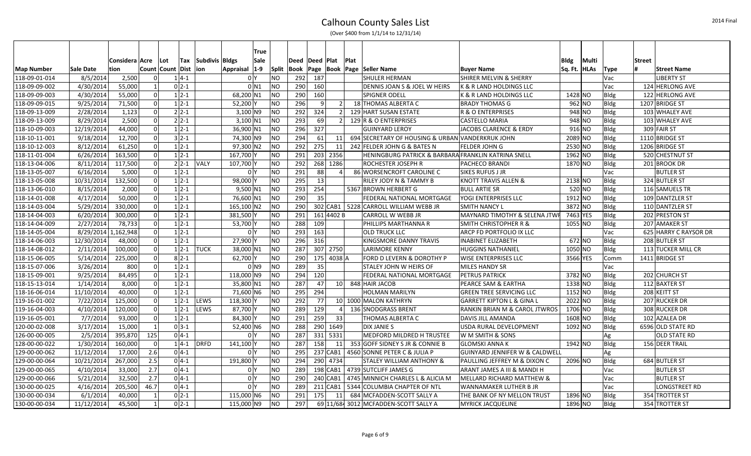# Calhoun County Sales List

(Over $400 from 1/1/14 to 12/31/14)

2014 Final

| Map Number | Sale Date | Consideration | Acre Count | Lot Count | Tax Dist | Subdivision | Bldgs Appraisal | True Sale 1-9 | Split | Deed Book | Deed Page | Plat Book | Plat Page | Seller Name | Buyer Name | Bldg Sq. Ft. | Multi HLAs | Type | Street # | Street Name |
|---|---|---|---|---|---|---|---|---|---|---|---|---|---|---|---|---|---|---|---|---|
| 118-09-01-014 | 8/5/2014 | 2,500 | 0 | 1 | 4-1 | | 0 | Y | NO | 292 | 187 | | | SHULER HERMAN | SHIRER MELVIN & SHERRY | | | Vac | | LIBERTY ST |
| 118-09-09-002 | 4/30/2014 | 55,000 | 1 | 0 | 2-1 | | 0 | N1 | NO | 290 | 160 | | | DENNIS JOAN S & JOEL W HEIRS | K & R LAND HOLDINGS LLC | | | Vac | 124 | HERLONG AVE |
| 118-09-09-003 | 4/30/2014 | 55,000 | 0 | 1 | 2-1 | | 68,200 | N1 | NO | 290 | 160 | | | SPIGNER ODELL | K & R LAND HOLDINGS LLC | 1428 | NO | Bldg | 122 | HERLONG AVE |
| 118-09-09-015 | 9/25/2014 | 71,500 | 0 | 1 | 2-1 | | 52,200 | Y | NO | 296 | 9 | 2 | 18 | THOMAS ALBERTA C | BRADY THOMAS G | 962 | NO | Bldg | 1207 | BRIDGE ST |
| 118-09-13-009 | 2/28/2014 | 1,123 | 0 | 2 | 2-1 | | 3,100 | N9 | NO | 292 | 324 | 2 | 129 | HART SUSAN ESTATE | R & O ENTERPRISES | 948 | NO | Bldg | 103 | WHALEY AVE |
| 118-09-13-009 | 8/29/2014 | 2,500 | 0 | 2 | 2-1 | | 3,100 | N1 | NO | 293 | 69 | 2 | 129 | R & O ENTERPRISES | CASTELLO MARIA | 948 | NO | Bldg | 103 | WHALEY AVE |
| 118-10-09-003 | 12/19/2014 | 44,000 | 0 | 1 | 2-1 | | 36,900 | N1 | NO | 296 | 327 | | | GUINYARD LEROY | JACOBS CLARENCE & ERDY | 916 | NO | Bldg | 309 | FAIR ST |
| 118-10-11-001 | 9/18/2014 | 12,700 | 0 | 3 | 2-1 | | 74,300 | N9 | NO | 294 | 61 | 11 | 694 | SECRETARY OF HOUSING & URBAN | VANDERKRUK JOHN | 2089 | NO | Bldg | 1110 | BRIDGE ST |
| 118-10-12-003 | 8/12/2014 | 61,250 | 0 | 1 | 2-1 | | 97,300 | N2 | NO | 292 | 275 | 11 | 242 | FELDER JOHN G & BATES N | FELDER JOHN G | 2530 | NO | Bldg | 1206 | BRIDGE ST |
| 118-11-01-004 | 6/26/2014 | 163,500 | 0 | 1 | 2-1 | | 167,700 | Y | NO | 291 | 203 | 2356 | | HENINGBURG PATRICK & BARBARA | FRANKLIN KATRINA SNELL | 1962 | NO | Bldg | 520 | CHESTNUT ST |
| 118-13-04-006 | 8/11/2014 | 117,500 | 0 | 2 | 2-1 | VALY | 107,700 | Y | NO | 292 | 268 | 1286 | | ROCHESTER JOSEPH R | PACHECO BRANDI | 1870 | NO | Bldg | 201 | BROOK DR |
| 118-13-05-007 | 6/16/2014 | 5,000 | 0 | 1 | 2-1 | | 0 | Y | NO | 291 | 88 | 4 | 86 | WORSENCROFT CAROLINE C | SIKES RUFUS J JR | | | Vac | | BUTLER ST |
| 118-13-05-008 | 10/31/2014 | 132,500 | 0 | 1 | 2-1 | | 98,000 | Y | NO | 295 | 13 | | | RILEY JODY N & TAMMY B | KNOTT TRAVIS ALLEN & | 2138 | NO | Bldg | 324 | BUTLER ST |
| 118-13-06-010 | 8/15/2014 | 2,000 | 0 | 1 | 2-1 | | 9,500 | N1 | NO | 293 | 254 | | 5367 | BROWN HERBERT G | BULL ARTIE SR | 520 | NO | Bldg | 116 | SAMUELS TR |
| 118-14-01-008 | 4/17/2014 | 50,000 | 0 | 1 | 2-1 | | 76,600 | N1 | NO | 290 | 35 | | | FEDERAL NATIONAL MORTGAGE | YOGI ENTERPRISES LLC | 1912 | NO | Bldg | 109 | DANTZLER ST |
| 118-14-03-004 | 5/29/2014 | 330,000 | 0 | 1 | 2-1 | | 165,100 | N2 | NO | 290 | 302 | CAB1 | 5228 | CARROLL WILLIAM WEBB JR | SMITH NANCY L | 3872 | NO | Bldg | 110 | DANTZLER ST |
| 118-14-04-003 | 6/20/2014 | 300,000 | 0 | 1 | 2-1 | | 381,500 | Y | NO | 291 | 161 | 4402 B | | CARROLL W WEBB JR | MAYNARD TIMOTHY & SELENA JTWR | 7463 | YES | Bldg | 202 | PRESTON ST |
| 118-14-04-009 | 2/27/2014 | 78,733 | 0 | 1 | 2-1 | | 53,700 | Y | NO | 288 | 109 | | | PHILLIPS MARTHANNA R | SMITH CHRISTOPHER R & | 1055 | NO | Bldg | 207 | AMAKER ST |
| 118-15-05-004 | 8/29/2014 | 1,162,948 | 0 | 1 | 2-1 | | 0 | Y | NO | 293 | 163 | | | OLD TRUCK LLC | ARCP FD PORTFOLIO IX LLC | | | Vac | 625 | HARRY C RAYSOR DR |
| 118-14-06-003 | 12/30/2014 | 48,000 | 0 | 1 | 2-1 | | 27,900 | Y | NO | 296 | 316 | | | KINGSMORE DANNY TRAVIS | INABINET ELIZABETH | 672 | NO | Bldg | 208 | BUTLER ST |
| 118-14-08-012 | 2/11/2014 | 100,000 | 0 | 1 | 2-1 | TUCK | 38,000 | N1 | NO | 287 | 307 | 2750 | | LARIMORE KENNY | HUGGINS NATHANIEL | 1050 | NO | Bldg | 113 | TUCKER MILL CR |
| 118-15-06-005 | 5/14/2014 | 225,000 | 0 | 8 | 2-1 | | 62,700 | Y | NO | 290 | 175 | 4038 | A | FORD D LEVERN & DOROTHY P | WISE ENTERPRISES LLC | 3566 | YES | Comm | 1411 | BRIDGE ST |
| 118-15-07-006 | 3/26/2014 | 800 | 0 | 1 | 2-1 | | 0 | N9 | NO | 289 | 35 | | | STALEY JOHN W HEIRS OF | MILES HANDY SR | | | Vac | | |
| 118-15-09-001 | 9/25/2014 | 84,495 | 0 | 1 | 2-1 | | 118,000 | N9 | NO | 294 | 120 | | | FEDERAL NATIONAL MORTGAGE | PETRUS PATRICK | 3782 | NO | Bldg | 202 | CHURCH ST |
| 118-15-13-014 | 1/14/2014 | 8,000 | 0 | 1 | 2-1 | | 35,800 | N1 | NO | 287 | 47 | 10 | 848 | HAIR JACOB | PEARCE SAM & EARTHA | 1338 | NO | Bldg | 112 | BAXTER ST |
| 118-16-06-014 | 11/10/2014 | 40,000 | 0 | 1 | 2-1 | | 71,600 | N6 | NO | 295 | 294 | | | HOLMAN MARILYN | GREEN TREE SERVICING LLC | 1152 | NO | Bldg | 208 | KEITT ST |
| 119-16-01-002 | 7/22/2014 | 125,000 | 0 | 1 | 2-1 | LEWS | 118,300 | Y | NO | 292 | 77 | 10 | 1000 | MALON KATHRYN | GARRETT KIPTON L & GINA L | 2022 | NO | Bldg | 207 | RUCKER DR |
| 119-16-04-003 | 4/10/2014 | 120,000 | 0 | 1 | 2-1 | LEWS | 87,700 | Y | NO | 289 | 129 | 4 | 136 | SNODGRASS BRENT | RANKIN BRIAN M & CAROL JTWROS | 1706 | NO | Bldg | 308 | RUCKER DR |
| 119-16-05-001 | 7/7/2014 | 93,000 | 0 | 1 | 2-1 | | 84,300 | Y | NO | 291 | 259 | 33 | | THOMAS ALBERTA C | DAVIS JILL AMANDA | 1608 | NO | Bldg | 102 | AZALEA DR |
| 120-00-02-008 | 3/17/2014 | 15,000 | 1 | 0 | 3-1 | | 52,400 | N6 | NO | 288 | 290 | 1649 | | DIX JANIE S | USDA RURAL DEVELOPMENT | 1092 | NO | Bldg | 6596 | OLD STATE RD |
| 126-00-00-005 | 2/5/2014 | 395,870 | 125 | 0 | 4-1 | | 0 | Y | NO | 287 | 331 | 5331 | | MEDFORD MILDRED H TRUSTEE | W M SMITH & SONS | | | Ag | | OLD STATE RD |
| 128-00-00-022 | 1/30/2014 | 160,000 | 0 | 1 | 4-1 | DRFD | 141,100 | Y | NO | 287 | 158 | 11 | 353 | GOFF SIDNEY S JR & CONNIE B | GLOMSKI ANNA K | 1942 | NO | Bldg | 156 | DEER TRAIL |
| 129-00-00-062 | 11/12/2014 | 17,000 | 2.6 | 0 | 4-1 | | 0 | Y | NO | 295 | 237 | CAB1 | 4560 | SONNE PETER C & JULIA P | GUINYARD JENNIFER W & CALDWELL | | | Ag | | |
| 129-00-00-064 | 10/21/2014 | 267,000 | 2.5 | 0 | 4-1 | | 191,800 | Y | NO | 294 | 290 | 4734 | | STALEY WILLIAM ANTHONY & | PAULLING JEFFREY M & DIXON C | 2096 | NO | Bldg | 684 | BUTLER ST |
| 129-00-00-065 | 4/10/2014 | 33,000 | 2.7 | 0 | 4-1 | | 0 | Y | NO | 289 | 198 | CAB1 | 4739 | SUTCLIFF JAMES G | ARANT JAMES A III & MANDI H | | | Vac | | BUTLER ST |
| 129-00-00-066 | 5/21/2014 | 32,500 | 2.7 | 0 | 4-1 | | 0 | Y | NO | 290 | 240 | CAB1 | 4745 | MINNICH CHARLES L & ALICIA M | MELLARD RICHARD MATTHEW & | | | Vac | | BUTLER ST |
| 130-00-00-025 | 4/16/2014 | 205,500 | 46.7 | 0 | 4-1 | | 0 | Y | NO | 289 | 211 | CAB1 | 5344 | COLUMBIA CHAPTER OF NTL | WANNAMAKER LUTHER B JR | | | Vac | | LONGSTREET RD |
| 130-00-00-034 | 6/1/2014 | 40,000 | 1 | 0 | 2-1 | | 115,000 | N6 | NO | 291 | 175 | 11 | 684 | MCFADDEN-SCOTT SALLY A | THE BANK OF NY MELLON TRUST | 1896 | NO | Bldg | 354 | TROTTER ST |
| 130-00-00-034 | 11/12/2014 | 45,500 | 1 | 0 | 2-1 | | 115,000 | N9 | NO | 297 | 69 | 11/68 | 3012 | MCFADDEN-SCOTT SALLY A | MYRICK JACQUELINE | 1896 | NO | Bldg | 354 | TROTTER ST |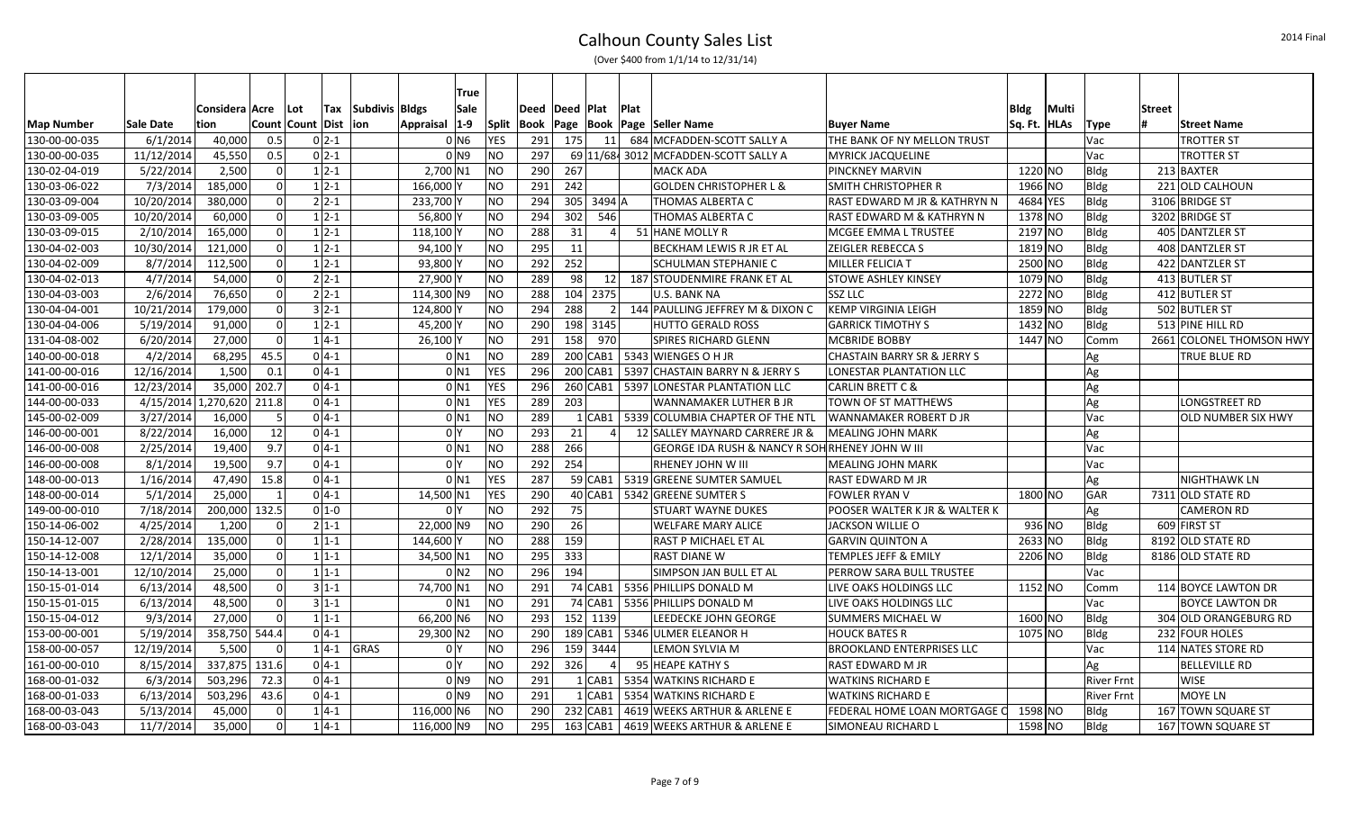# Calhoun County Sales List

(Over $400 from 1/1/14 to 12/31/14)

| Map Number | Sale Date | Consideration | Acre Count | Lot Count | Tax Dist | Subdivision | Bldgs Appraisal | True Sale 1-9 | Split | Deed Book | Deed Page | Plat Book | Plat Page | Seller Name | Buyer Name | Bldg Sq. Ft. | Multi HLAs | Type | Street # | Street Name |
|---|---|---|---|---|---|---|---|---|---|---|---|---|---|---|---|---|---|---|---|---|
| 130-00-00-035 | 6/1/2014 | 40,000 | 0.5 | 0 | 2-1 | | 0 | N6 | YES | 291 | 175 | 11 | 684 | MCFADDEN-SCOTT SALLY A | THE BANK OF NY MELLON TRUST | | | Vac | | TROTTER ST |
| 130-00-00-035 | 11/12/2014 | 45,550 | 0.5 | 0 | 2-1 | | 0 | N9 | NO | 297 | 69 | 11/68 | 3012 | MCFADDEN-SCOTT SALLY A | MYRICK JACQUELINE | | | Vac | | TROTTER ST |
| 130-02-04-019 | 5/22/2014 | 2,500 | 0 | 1 | 2-1 | | 2,700 | N1 | NO | 290 | 267 | | | MACK ADA | PINCKNEY MARVIN | 1220 | NO | Bldg | 213 | BAXTER |
| 130-03-06-022 | 7/3/2014 | 185,000 | 0 | 1 | 2-1 | | 166,000 | Y | NO | 291 | 242 | | | GOLDEN CHRISTOPHER L & | SMITH CHRISTOPHER R | 1966 | NO | Bldg | 221 | OLD CALHOUN |
| 130-03-09-004 | 10/20/2014 | 380,000 | 0 | 2 | 2-1 | | 233,700 | Y | NO | 294 | 305 | 3494 | A | THOMAS ALBERTA C | RAST EDWARD M JR & KATHRYN N | 4684 | YES | Bldg | 3106 | BRIDGE ST |
| 130-03-09-005 | 10/20/2014 | 60,000 | 0 | 1 | 2-1 | | 56,800 | Y | NO | 294 | 302 | 546 | | THOMAS ALBERTA C | RAST EDWARD M & KATHRYN N | 1378 | NO | Bldg | 3202 | BRIDGE ST |
| 130-03-09-015 | 2/10/2014 | 165,000 | 0 | 1 | 2-1 | | 118,100 | Y | NO | 288 | 31 | 4 | 51 | HANE MOLLY R | MCGEE EMMA L TRUSTEE | 2197 | NO | Bldg | 405 | DANTZLER ST |
| 130-04-02-003 | 10/30/2014 | 121,000 | 0 | 1 | 2-1 | | 94,100 | Y | NO | 295 | 11 | | | BECKHAM LEWIS R JR ET AL | ZEIGLER REBECCA S | 1819 | NO | Bldg | 408 | DANTZLER ST |
| 130-04-02-009 | 8/7/2014 | 112,500 | 0 | 1 | 2-1 | | 93,800 | Y | NO | 292 | 252 | | | SCHULMAN STEPHANIE C | MILLER FELICIA T | 2500 | NO | Bldg | 422 | DANTZLER ST |
| 130-04-02-013 | 4/7/2014 | 54,000 | 0 | 2 | 2-1 | | 27,900 | Y | NO | 289 | 98 | 12 | 187 | STOUDENMIRE FRANK ET AL | STOWE ASHLEY KINSEY | 1079 | NO | Bldg | 413 | BUTLER ST |
| 130-04-03-003 | 2/6/2014 | 76,650 | 0 | 2 | 2-1 | | 114,300 | N9 | NO | 288 | 104 | 2375 | | U.S. BANK NA | SSZ LLC | 2272 | NO | Bldg | 412 | BUTLER ST |
| 130-04-04-001 | 10/21/2014 | 179,000 | 0 | 3 | 2-1 | | 124,800 | Y | NO | 294 | 288 | 2 | 144 | PAULLING JEFFREY M & DIXON C | KEMP VIRGINIA LEIGH | 1859 | NO | Bldg | 502 | BUTLER ST |
| 130-04-04-006 | 5/19/2014 | 91,000 | 0 | 1 | 2-1 | | 45,200 | Y | NO | 290 | 198 | 3145 | | HUTTO GERALD ROSS | GARRICK TIMOTHY S | 1432 | NO | Bldg | 513 | PINE HILL RD |
| 131-04-08-002 | 6/20/2014 | 27,000 | 0 | 1 | 4-1 | | 26,100 | Y | NO | 291 | 158 | 970 | | SPIRES RICHARD GLENN | MCBRIDE BOBBY | 1447 | NO | Comm | 2661 | COLONEL THOMSON HWY |
| 140-00-00-018 | 4/2/2014 | 68,295 | 45.5 | 0 | 4-1 | | 0 | N1 | NO | 289 | 200 | CAB1 | 5343 | WIENGES O H JR | CHASTAIN BARRY SR & JERRY S | | | Ag | | TRUE BLUE RD |
| 141-00-00-016 | 12/16/2014 | 1,500 | 0.1 | 0 | 4-1 | | 0 | N1 | YES | 296 | 200 | CAB1 | 5397 | CHASTAIN BARRY N & JERRY S | LONESTAR PLANTATION LLC | | | Ag | | |
| 141-00-00-016 | 12/23/2014 | 35,000 | 202.7 | 0 | 4-1 | | 0 | N1 | YES | 296 | 260 | CAB1 | 5397 | LONESTAR PLANTATION LLC | CARLIN BRETT C & | | | Ag | | |
| 144-00-00-033 | 4/15/2014 | 1,270,620 | 211.8 | 0 | 4-1 | | 0 | N1 | YES | 289 | 203 | | | WANNAMAKER LUTHER B JR | TOWN OF ST MATTHEWS | | | Ag | | LONGSTREET RD |
| 145-00-02-009 | 3/27/2014 | 16,000 | 5 | 0 | 4-1 | | 0 | N1 | NO | 289 | 1 | CAB1 | 5339 | COLUMBIA CHAPTER OF THE NTL | WANNAMAKER ROBERT D JR | | | Vac | | OLD NUMBER SIX HWY |
| 146-00-00-001 | 8/22/2014 | 16,000 | 12 | 0 | 4-1 | | 0 | Y | NO | 293 | 21 | 4 | 12 | SALLEY MAYNARD CARRERE JR & | MEALING JOHN MARK | | | Ag | | |
| 146-00-00-008 | 2/25/2014 | 19,400 | 9.7 | 0 | 4-1 | | 0 | N1 | NO | 288 | 266 | | | GEORGE IDA RUSH & NANCY R SOH | RHENEY JOHN W III | | | Vac | | |
| 146-00-00-008 | 8/1/2014 | 19,500 | 9.7 | 0 | 4-1 | | 0 | Y | NO | 292 | 254 | | | RHENEY JOHN W III | MEALING JOHN MARK | | | Vac | | |
| 148-00-00-013 | 1/16/2014 | 47,490 | 15.8 | 0 | 4-1 | | 0 | N1 | YES | 287 | 59 | CAB1 | 5319 | GREENE SUMTER SAMUEL | RAST EDWARD M JR | | | Ag | | NIGHTHAWK LN |
| 148-00-00-014 | 5/1/2014 | 25,000 | 1 | 0 | 4-1 | | 14,500 | N1 | YES | 290 | 40 | CAB1 | 5342 | GREENE SUMTER S | FOWLER RYAN V | 1800 | NO | GAR | 7311 | OLD STATE RD |
| 149-00-00-010 | 7/18/2014 | 200,000 | 132.5 | 0 | 1-0 | | 0 | Y | NO | 292 | 75 | | | STUART WAYNE DUKES | POOSER WALTER K JR & WALTER K | | | Ag | | CAMERON RD |
| 150-14-06-002 | 4/25/2014 | 1,200 | 0 | 2 | 1-1 | | 22,000 | N9 | NO | 290 | 26 | | | WELFARE MARY ALICE | JACKSON WILLIE O | 936 | NO | Bldg | 609 | FIRST ST |
| 150-14-12-007 | 2/28/2014 | 135,000 | 0 | 1 | 1-1 | | 144,600 | Y | NO | 288 | 159 | | | RAST P MICHAEL ET AL | GARVIN QUINTON A | 2633 | NO | Bldg | 8192 | OLD STATE RD |
| 150-14-12-008 | 12/1/2014 | 35,000 | 0 | 1 | 1-1 | | 34,500 | N1 | NO | 295 | 333 | | | RAST DIANE W | TEMPLES JEFF & EMILY | 2206 | NO | Bldg | 8186 | OLD STATE RD |
| 150-14-13-001 | 12/10/2014 | 25,000 | 0 | 1 | 1-1 | | 0 | N2 | NO | 296 | 194 | | | SIMPSON JAN BULL ET AL | PERROW SARA BULL TRUSTEE | | | Vac | | |
| 150-15-01-014 | 6/13/2014 | 48,500 | 0 | 3 | 1-1 | | 74,700 | N1 | NO | 291 | 74 | CAB1 | 5356 | PHILLIPS DONALD M | LIVE OAKS HOLDINGS LLC | 1152 | NO | Comm | 114 | BOYCE LAWTON DR |
| 150-15-01-015 | 6/13/2014 | 48,500 | 0 | 3 | 1-1 | | 0 | N1 | NO | 291 | 74 | CAB1 | 5356 | PHILLIPS DONALD M | LIVE OAKS HOLDINGS LLC | | | Vac | | BOYCE LAWTON DR |
| 150-15-04-012 | 9/3/2014 | 27,000 | 0 | 1 | 1-1 | | 66,200 | N6 | NO | 293 | 152 | 1139 | | LEEDECKE JOHN GEORGE | SUMMERS MICHAEL W | 1600 | NO | Bldg | 304 | OLD ORANGEBURG RD |
| 153-00-00-001 | 5/19/2014 | 358,750 | 544.4 | 0 | 4-1 | | 29,300 | N2 | NO | 290 | 189 | CAB1 | 5346 | ULMER ELEANOR H | HOUCK BATES R | 1075 | NO | Bldg | 232 | FOUR HOLES |
| 158-00-00-057 | 12/19/2014 | 5,500 | 0 | 1 | 4-1 | GRAS | 0 | Y | NO | 296 | 159 | 3444 | | LEMON SYLVIA M | BROOKLAND ENTERPRISES LLC | | | Vac | 114 | NATES STORE RD |
| 161-00-00-010 | 8/15/2014 | 337,875 | 131.6 | 0 | 4-1 | | 0 | Y | NO | 292 | 326 | 4 | 95 | HEAPE KATHY S | RAST EDWARD M JR | | | Ag | | BELLEVILLE RD |
| 168-00-01-032 | 6/3/2014 | 503,296 | 72.3 | 0 | 4-1 | | 0 | N9 | NO | 291 | 1 | CAB1 | 5354 | WATKINS RICHARD E | WATKINS RICHARD E | | | River Frnt | | WISE |
| 168-00-01-033 | 6/13/2014 | 503,296 | 43.6 | 0 | 4-1 | | 0 | N9 | NO | 291 | 1 | CAB1 | 5354 | WATKINS RICHARD E | WATKINS RICHARD E | | | River Frnt | | MOYE LN |
| 168-00-03-043 | 5/13/2014 | 45,000 | 0 | 1 | 4-1 | | 116,000 | N6 | NO | 290 | 232 | CAB1 | 4619 | WEEKS ARTHUR & ARLENE E | FEDERAL HOME LOAN MORTGAGE C | 1598 | NO | Bldg | 167 | TOWN SQUARE ST |
| 168-00-03-043 | 11/7/2014 | 35,000 | 0 | 1 | 4-1 | | 116,000 | N9 | NO | 295 | 163 | CAB1 | 4619 | WEEKS ARTHUR & ARLENE E | SIMONEAU RICHARD L | 1598 | NO | Bldg | 167 | TOWN SQUARE ST |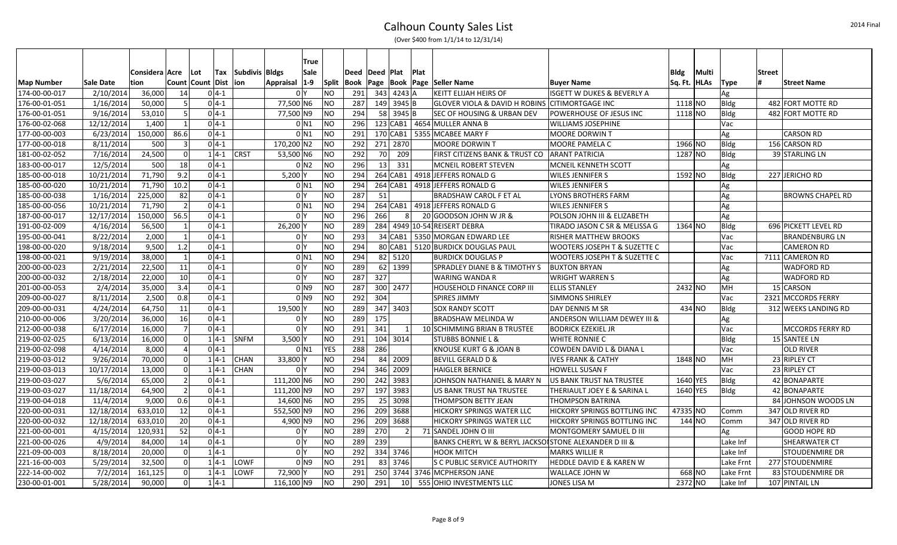# Calhoun County Sales List

(Over $400 from 1/1/14 to 12/31/14)

| Map Number | Sale Date | Considera tion | Acre Count | Lot Count | Tax Dist | Subdivis ion | Bldgs Appraisal | True Sale 1-9 | Split | Deed Book | Deed Page | Plat Book | Plat Page | Seller Name | Buyer Name | Bldg Sq. Ft. | Multi HLAs | Type | Street # | Street Name |
|---|---|---|---|---|---|---|---|---|---|---|---|---|---|---|---|---|---|---|---|---|
| 174-00-00-017 | 2/10/2014 | 36,000 | 14 | 0 | 4-1 | | 0 | Y | NO | 291 | 343 | 4243 | A | KEITT ELIJAH HEIRS OF | ISGETT W DUKES & BEVERLY A | | | Ag | | |
| 176-00-01-051 | 1/16/2014 | 50,000 | 5 | 0 | 4-1 | | 77,500 | N6 | NO | 287 | 149 | 3945 | B | GLOVER VIOLA & DAVID H ROBINS | CITIMORTGAGE INC | 1118 | NO | Bldg | 482 | FORT MOTTE RD |
| 176-00-01-051 | 9/16/2014 | 53,010 | 5 | 0 | 4-1 | | 77,500 | N9 | NO | 294 | 58 | 3945 | B | SEC OF HOUSING & URBAN DEV | POWERHOUSE OF JESUS INC | 1118 | NO | Bldg | 482 | FORT MOTTE RD |
| 176-00-02-068 | 12/12/2014 | 1,400 | 1 | 0 | 4-1 | | 0 | N1 | NO | 296 | 123 | CAB1 | 4654 | MULLER ANNA B | WILLIAMS JOSEPHINE | | | Vac | | |
| 177-00-00-003 | 6/23/2014 | 150,000 | 86.6 | 0 | 4-1 | | 0 | N1 | NO | 291 | 170 | CAB1 | 5355 | MCABEE MARY F | MOORE DORWIN T | | | Ag | | CARSON RD |
| 177-00-00-018 | 8/11/2014 | 500 | 3 | 0 | 4-1 | | 170,200 | N2 | NO | 292 | 271 | 2870 | | MOORE DORWIN T | MOORE PAMELA C | 1966 | NO | Bldg | 156 | CARSON RD |
| 181-00-02-052 | 7/16/2014 | 24,500 | 0 | 1 | 4-1 | CRST | 53,500 | N6 | NO | 292 | 70 | 209 | | FIRST CITIZENS BANK & TRUST CO | ARANT PATRICIA | 1287 | NO | Bldg | 39 | STARLING LN |
| 183-00-00-017 | 12/5/2014 | 500 | 18 | 0 | 4-1 | | 0 | N2 | NO | 296 | 13 | 331 | | MCNEIL ROBERT STEVEN | MCNEIL KENNETH SCOTT | | | Ag | | |
| 185-00-00-018 | 10/21/2014 | 71,790 | 9.2 | 0 | 4-1 | | 5,200 | Y | NO | 294 | 264 | CAB1 | 4918 | JEFFERS RONALD G | WILES JENNIFER S | 1592 | NO | Bldg | 227 | JERICHO RD |
| 185-00-00-020 | 10/21/2014 | 71,790 | 10.2 | 0 | 4-1 | | 0 | N1 | NO | 294 | 264 | CAB1 | 4918 | JEFFERS RONALD G | WILES JENNIFER S | | | Ag | | |
| 185-00-00-038 | 1/16/2014 | 225,000 | 82 | 0 | 4-1 | | 0 | Y | NO | 287 | 51 | | | BRADSHAW CAROL F ET AL | LYONS BROTHERS FARM | | | Ag | | BROWNS CHAPEL RD |
| 185-00-00-056 | 10/21/2014 | 71,790 | 2 | 0 | 4-1 | | 0 | N1 | NO | 294 | 264 | CAB1 | 4918 | JEFFERS RONALD G | WILES JENNIFER S | | | Ag | | |
| 187-00-00-017 | 12/17/2014 | 150,000 | 56.5 | 0 | 4-1 | | 0 | Y | NO | 296 | 266 | 8 | 20 | GOODSON JOHN W JR & | POLSON JOHN III & ELIZABETH | | | Ag | | |
| 191-00-02-009 | 4/16/2014 | 56,500 | 1 | 0 | 4-1 | | 26,200 | Y | NO | 289 | 284 | 4949 | 10-54 | REISERT DEBRA | TIRADO JASON C SR & MELISSA G | 1364 | NO | Bldg | 696 | PICKETT LEVEL RD |
| 195-00-00-041 | 8/22/2014 | 2,000 | 1 | 0 | 4-1 | | 0 | Y | NO | 293 | 34 | CAB1 | 5350 | MORGAN EDWARD LEE | RISHER MATTHEW BROOKS | | | Vac | | BRANDENBURG LN |
| 198-00-00-020 | 9/18/2014 | 9,500 | 1.2 | 0 | 4-1 | | 0 | Y | NO | 294 | 80 | CAB1 | 5120 | BURDICK DOUGLAS PAUL | WOOTERS JOSEPH T & SUZETTE C | | | Vac | | CAMERON RD |
| 198-00-00-021 | 9/19/2014 | 38,000 | 1 | 0 | 4-1 | | 0 | N1 | NO | 294 | 82 | 5120 | | BURDICK DOUGLAS P | WOOTERS JOSEPH T & SUZETTE C | | | Vac | 7111 | CAMERON RD |
| 200-00-00-023 | 2/21/2014 | 22,500 | 11 | 0 | 4-1 | | 0 | Y | NO | 289 | 62 | 1399 | | SPRADLEY DIANE B & TIMOTHY S | BUXTON BRYAN | | | Ag | | WADFORD RD |
| 200-00-00-032 | 2/18/2014 | 22,000 | 10 | 0 | 4-1 | | 0 | Y | NO | 287 | 327 | | | WARING WANDA R | WRIGHT WARREN S | | | Ag | | WADFORD RD |
| 201-00-00-053 | 2/4/2014 | 35,000 | 3.4 | 0 | 4-1 | | 0 | N9 | NO | 287 | 300 | 2477 | | HOUSEHOLD FINANCE CORP III | ELLIS STANLEY | 2432 | NO | MH | 15 | CARSON |
| 209-00-00-027 | 8/11/2014 | 2,500 | 0.8 | 0 | 4-1 | | 0 | N9 | NO | 292 | 304 | | | SPIRES JIMMY | SIMMONS SHIRLEY | | | Vac | 2321 | MCCORDS FERRY |
| 209-00-00-031 | 4/24/2014 | 64,750 | 11 | 0 | 4-1 | | 19,500 | Y | NO | 289 | 347 | 3403 | | SOX RANDY SCOTT | DAY DENNIS M SR | 434 | NO | Bldg | 312 | WEEKS LANDING RD |
| 210-00-00-006 | 3/20/2014 | 36,000 | 16 | 0 | 4-1 | | 0 | Y | NO | 289 | 175 | | | BRADSHAW MELINDA W | ANDERSON WILLIAM DEWEY III & | | | Ag | | |
| 212-00-00-038 | 6/17/2014 | 16,000 | 7 | 0 | 4-1 | | 0 | Y | NO | 291 | 341 | 1 | 10 | SCHIMMING BRIAN B TRUSTEE | BODRICK EZEKIEL JR | | | Vac | | MCCORDS FERRY RD |
| 219-00-02-025 | 6/13/2014 | 16,000 | 0 | 1 | 4-1 | SNFM | 3,500 | Y | NO | 291 | 104 | 3014 | | STUBBS BONNIE L & | WHITE RONNIE C | | | Bldg | 15 | SANTEE LN |
| 219-00-02-098 | 4/14/2014 | 8,000 | 4 | 0 | 4-1 | | 0 | N1 | YES | 288 | 286 | | | KNOUSE KURT G & JOAN B | COWDEN DAVID L & DIANA L | | | Vac | | OLD RIVER |
| 219-00-03-012 | 9/26/2014 | 70,000 | 0 | 1 | 4-1 | CHAN | 33,800 | Y | NO | 294 | 84 | 2009 | | BEVILL GERALD D & | IVES FRANK & CATHY | 1848 | NO | MH | 23 | RIPLEY CT |
| 219-00-03-013 | 10/17/2014 | 13,000 | 0 | 1 | 4-1 | CHAN | 0 | Y | NO | 294 | 346 | 2009 | | HAIGLER BERNICE | HOWELL SUSAN F | | | Vac | 23 | RIPLEY CT |
| 219-00-03-027 | 5/6/2014 | 65,000 | 2 | 0 | 4-1 | | 111,200 | N6 | NO | 290 | 242 | 3983 | | JOHNSON NATHANIEL & MARY N | US BANK TRUST NA TRUSTEE | 1640 | YES | Bldg | 42 | BONAPARTE |
| 219-00-03-027 | 11/18/2014 | 64,900 | 2 | 0 | 4-1 | | 111,200 | N9 | NO | 297 | 197 | 3983 | | US BANK TRUST NA TRUSTEE | THERIAULT JOEY E & SARINA L | 1640 | YES | Bldg | 42 | BONAPARTE |
| 219-00-04-018 | 11/4/2014 | 9,000 | 0.6 | 0 | 4-1 | | 14,600 | N6 | NO | 295 | 25 | 3098 | | THOMPSON BETTY JEAN | THOMPSON BATRINA | | | | 84 | JOHNSON WOODS LN |
| 220-00-00-031 | 12/18/2014 | 633,010 | 12 | 0 | 4-1 | | 552,500 | N9 | NO | 296 | 209 | 3688 | | HICKORY SPRINGS WATER LLC | HICKORY SPRINGS BOTTLING INC | 47335 | NO | Comm | 347 | OLD RIVER RD |
| 220-00-00-032 | 12/18/2014 | 633,010 | 20 | 0 | 4-1 | | 4,900 | N9 | NO | 296 | 209 | 3688 | | HICKORY SPRINGS WATER LLC | HICKORY SPRINGS BOTTLING INC | 144 | NO | Comm | 347 | OLD RIVER RD |
| 221-00-00-001 | 4/15/2014 | 120,931 | 52 | 0 | 4-1 | | 0 | Y | NO | 289 | 270 | 2 | 71 | SANDEL JOHN O III | MONTGOMERY SAMUEL D III | | | Ag | | GOOD HOPE RD |
| 221-00-00-026 | 4/9/2014 | 84,000 | 14 | 0 | 4-1 | | 0 | Y | NO | 289 | 239 | | | BANKS CHERYL W & BERYL JACKSON | STONE ALEXANDER D III & | | | Lake Inf | | SHEARWATER CT |
| 221-09-00-003 | 8/18/2014 | 20,000 | 0 | 1 | 4-1 | | 0 | Y | NO | 292 | 334 | 3746 | | HOOK MITCH | MARKS WILLIE R | | | Lake Inf | | STOUDENMIRE DR |
| 221-16-00-003 | 5/29/2014 | 32,500 | 0 | 1 | 4-1 | LOWF | 0 | N9 | NO | 291 | 83 | 3746 | | S C PUBLIC SERVICE AUTHORITY | HEDDLE DAVID E & KAREN W | | | Lake Frnt | 277 | STOUDENMIRE |
| 222-14-00-002 | 7/2/2014 | 161,125 | 0 | 1 | 4-1 | LOWF | 72,900 | Y | NO | 291 | 250 | 3744 | 3746 | MCPHERSON JANE | WALLACE JOHN W | 668 | NO | Lake Frnt | 83 | STOUDENMIRE DR |
| 230-00-01-001 | 5/28/2014 | 90,000 | 0 | 1 | 4-1 | | 116,100 | N9 | NO | 290 | 291 | 10 | 555 | OHIO INVESTMENTS LLC | JONES LISA M | 2372 | NO | Lake Inf | 107 | PINTAIL LN |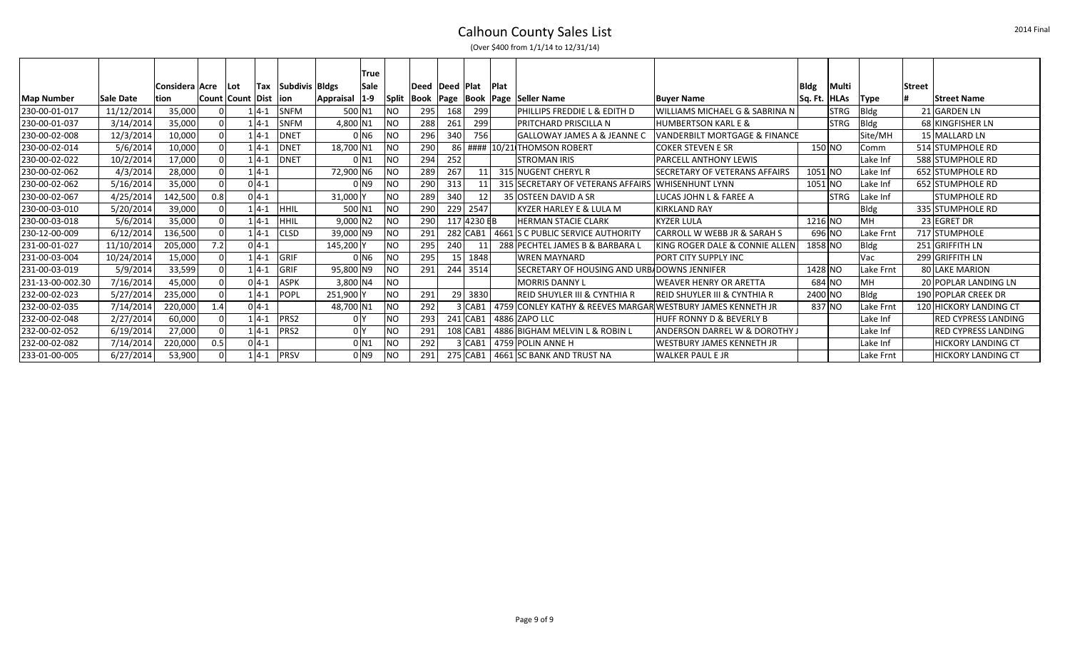# Calhoun County Sales List

(Over $400 from 1/1/14 to 12/31/14)

2014 Final

| Map Number | Sale Date | Consideration | Acre | Lot Count | Tax Dist | Subdivision | Bldgs Appraisal | True Sale 1-9 | Split | Deed Book | Deed Page | Plat Book | Plat Page | Seller Name | Buyer Name | Bldg Sq. Ft. | Multi HLAs | Type | Street # | Street Name |
|---|---|---|---|---|---|---|---|---|---|---|---|---|---|---|---|---|---|---|---|---|
| 230-00-01-017 | 11/12/2014 | 35,000 | 0 | 1 | 4-1 | SNFM | 500 | N1 | NO | 295 | 168 | 299 | | PHILLIPS FREDDIE L & EDITH D | WILLIAMS MICHAEL G & SABRINA N | | STRG | Bldg | 21 | GARDEN LN |
| 230-00-01-037 | 3/14/2014 | 35,000 | 0 | 1 | 4-1 | SNFM | 4,800 | N1 | NO | 288 | 261 | 299 | | PRITCHARD PRISCILLA N | HUMBERTSON KARL E & | | STRG | Bldg | 68 | KINGFISHER LN |
| 230-00-02-008 | 12/3/2014 | 10,000 | 0 | 1 | 4-1 | DNET | 0 | N6 | NO | 296 | 340 | 756 | | GALLOWAY JAMES A & JEANNE C | VANDERBILT MORTGAGE & FINANCE | | | Site/MH | 15 | MALLARD LN |
| 230-00-02-014 | 5/6/2014 | 10,000 | 0 | 1 | 4-1 | DNET | 18,700 | N1 | NO | 290 | 86 | #### | 10/21 | THOMSON ROBERT | COKER STEVEN E SR | 150 | NO | Comm | 514 | STUMPHOLE RD |
| 230-00-02-022 | 10/2/2014 | 17,000 | 0 | 1 | 4-1 | DNET | 0 | N1 | NO | 294 | 252 | | | STROMAN IRIS | PARCELL ANTHONY LEWIS | | | Lake Inf | 588 | STUMPHOLE RD |
| 230-00-02-062 | 4/3/2014 | 28,000 | 0 | 1 | 4-1 | | 72,900 | N6 | NO | 289 | 267 | 11 | 315 | NUGENT CHERYL R | SECRETARY OF VETERANS AFFAIRS | 1051 | NO | Lake Inf | 652 | STUMPHOLE RD |
| 230-00-02-062 | 5/16/2014 | 35,000 | 0 | 0 | 4-1 | | 0 | N9 | NO | 290 | 313 | 11 | 315 | SECRETARY OF VETERANS AFFAIRS | WHISENHUNT LYNN | 1051 | NO | Lake Inf | 652 | STUMPHOLE RD |
| 230-00-02-067 | 4/25/2014 | 142,500 | 0.8 | 0 | 4-1 | | 31,000 | Y | NO | 289 | 340 | 12 | 35 | OSTEEN DAVID A SR | LUCAS JOHN L & FAREE A | | STRG | Lake Inf | | STUMPHOLE RD |
| 230-00-03-010 | 5/20/2014 | 39,000 | 0 | 1 | 4-1 | HHIL | 500 | N1 | NO | 290 | 229 | 2547 | | KYZER HARLEY E & LULA M | KIRKLAND RAY | | | Bldg | 335 | STUMPHOLE RD |
| 230-00-03-018 | 5/6/2014 | 35,000 | 0 | 1 | 4-1 | HHIL | 9,000 | N2 | NO | 290 | 117 | 4230 E | B | HERMAN STACIE CLARK | KYZER LULA | 1216 | NO | MH | 23 | EGRET DR |
| 230-12-00-009 | 6/12/2014 | 136,500 | 0 | 1 | 4-1 | CLSD | 39,000 | N9 | NO | 291 | 282 | CAB1 | 4661 | S C PUBLIC SERVICE AUTHORITY | CARROLL W WEBB JR & SARAH S | 696 | NO | Lake Frnt | 717 | STUMPHOLE |
| 231-01-027 | 11/10/2014 | 205,000 | 7.2 | 0 | 4-1 | | 145,200 | Y | NO | 295 | 240 | 11 | 288 | PECHTEL JAMES B & BARBARA L | KING ROGER DALE & CONNIE ALLEN | 1858 | NO | Bldg | 251 | GRIFFITH LN |
| 231-00-03-004 | 10/24/2014 | 15,000 | 0 | 1 | 4-1 | GRIF | 0 | N6 | NO | 295 | 15 | 1848 | | WREN MAYNARD | PORT CITY SUPPLY INC | | | Vac | 299 | GRIFFITH LN |
| 231-00-03-019 | 5/9/2014 | 33,599 | 0 | 1 | 4-1 | GRIF | 95,800 | N9 | NO | 291 | 244 | 3514 | | SECRETARY OF HOUSING AND URBA | DOWNS JENNIFER | 1428 | NO | Lake Frnt | 80 | LAKE MARION |
| 231-13-00-002.30 | 7/16/2014 | 45,000 | 0 | 0 | 4-1 | ASPK | 3,800 | N4 | NO | | | | | MORRIS DANNY L | WEAVER HENRY OR ARETTA | 684 | NO | MH | 20 | POPLAR LANDING LN |
| 232-02-02-023 | 5/27/2014 | 235,000 | 0 | 1 | 4-1 | POPL | 251,900 | Y | NO | 291 | 29 | 3830 | | REID SHUYLER III & CYNTHIA R | REID SHUYLER III & CYNTHIA R | 2400 | NO | Bldg | 190 | POPLAR CREEK DR |
| 232-00-02-035 | 7/14/2014 | 220,000 | 1.4 | 0 | 4-1 | | 48,700 | N1 | NO | 292 | 3 | CAB1 | 4759 | CONLEY KATHY & REEVES MARGAR | WESTBURY JAMES KENNETH JR | 837 | NO | Lake Frnt | 120 | HICKORY LANDING CT |
| 232-00-02-048 | 2/27/2014 | 60,000 | 0 | 1 | 4-1 | PRS2 | 0 | Y | NO | 293 | 241 | CAB1 | 4886 | ZAPO LLC | HUFF RONNY D & BEVERLY B | | | Lake Inf | | RED CYPRESS LANDING |
| 232-00-02-052 | 6/19/2014 | 27,000 | 0 | 1 | 4-1 | PRS2 | 0 | Y | NO | 291 | 108 | CAB1 | 4886 | BIGHAM MELVIN L & ROBIN L | ANDERSON DARREL W & DOROTHY J | | | Lake Inf | | RED CYPRESS LANDING |
| 232-00-02-082 | 7/14/2014 | 220,000 | 0.5 | 0 | 4-1 | | 0 | N1 | NO | 292 | 3 | CAB1 | 4759 | POLIN ANNE H | WESTBURY JAMES KENNETH JR | | | Lake Inf | | HICKORY LANDING CT |
| 233-01-00-005 | 6/27/2014 | 53,900 | 0 | 1 | 4-1 | PRSV | 0 | N9 | NO | 291 | 275 | CAB1 | 4661 | SC BANK AND TRUST NA | WALKER PAUL E JR | | | Lake Frnt | | HICKORY LANDING CT |